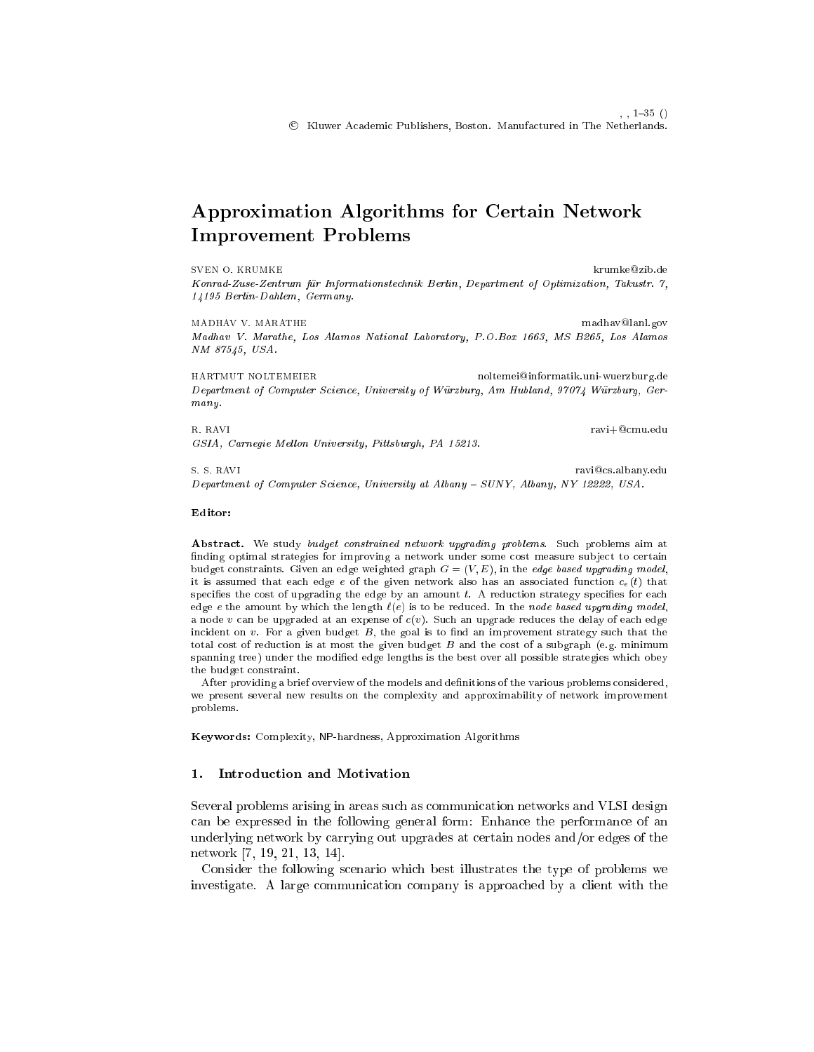# Approximation Algorithms for Certain Network Improvement Problems

SVEN O. KRUMKE krumke@zib.de
*Konrad-Zuse-Zentrum für Informationstechnik Berlin, Department of Optimization, Takustr. 7, 14195 Berlin-Dahlem, Germany.*

MADHAV V. MARATHE madhav@lanl.gov
*Madhav V. Marathe, Los Alamos National Laboratory, P.O.Box 1663, MS B265, Los Alamos NM 87545, USA.*

HARTMUT NOLTEMEIER noltemei@informatik.uni-wuerzburg.de
*Department of Computer Science, University of Würzburg, Am Hubland, 97074 Würzburg, Germany.*

R. RAVI ravi+@cmu.edu
*GSIA, Carnegie Mellon University, Pittsburgh, PA 15213.*

S. S. RAVI ravi@cs.albany.edu
*Department of Computer Science, University at Albany – SUNY, Albany, NY 12222, USA.*

**Editor:**

**Abstract.** We study *budget constrained network upgrading problems*. Such problems aim at finding optimal strategies for improving a network under some cost measure subject to certain budget constraints. Given an edge weighted graph $G = (V, E)$, in the *edge based upgrading model*, it is assumed that each edge $e$ of the given network also has an associated function $c_e(t)$ that specifies the cost of upgrading the edge by an amount $t$. A reduction strategy specifies for each edge $e$ the amount by which the length $\ell(e)$ is to be reduced. In the *node based upgrading model*, a node $v$ can be upgraded at an expense of $c(v)$. Such an upgrade reduces the delay of each edge incident on $v$. For a given budget $B$, the goal is to find an improvement strategy such that the total cost of reduction is at most the given budget $B$ and the cost of a subgraph (e.g. minimum spanning tree) under the modified edge lengths is the best over all possible strategies which obey the budget constraint.

After providing a brief overview of the models and definitions of the various problems considered, we present several new results on the complexity and approximability of network improvement problems.

**Keywords:** Complexity, NP-hardness, Approximation Algorithms

## 1. Introduction and Motivation

Several problems arising in areas such as communication networks and VLSI design can be expressed in the following general form: Enhance the performance of an underlying network by carrying out upgrades at certain nodes and/or edges of the network [7, 19, 21, 13, 14].

Consider the following scenario which best illustrates the type of problems we investigate. A large communication company is approached by a client with the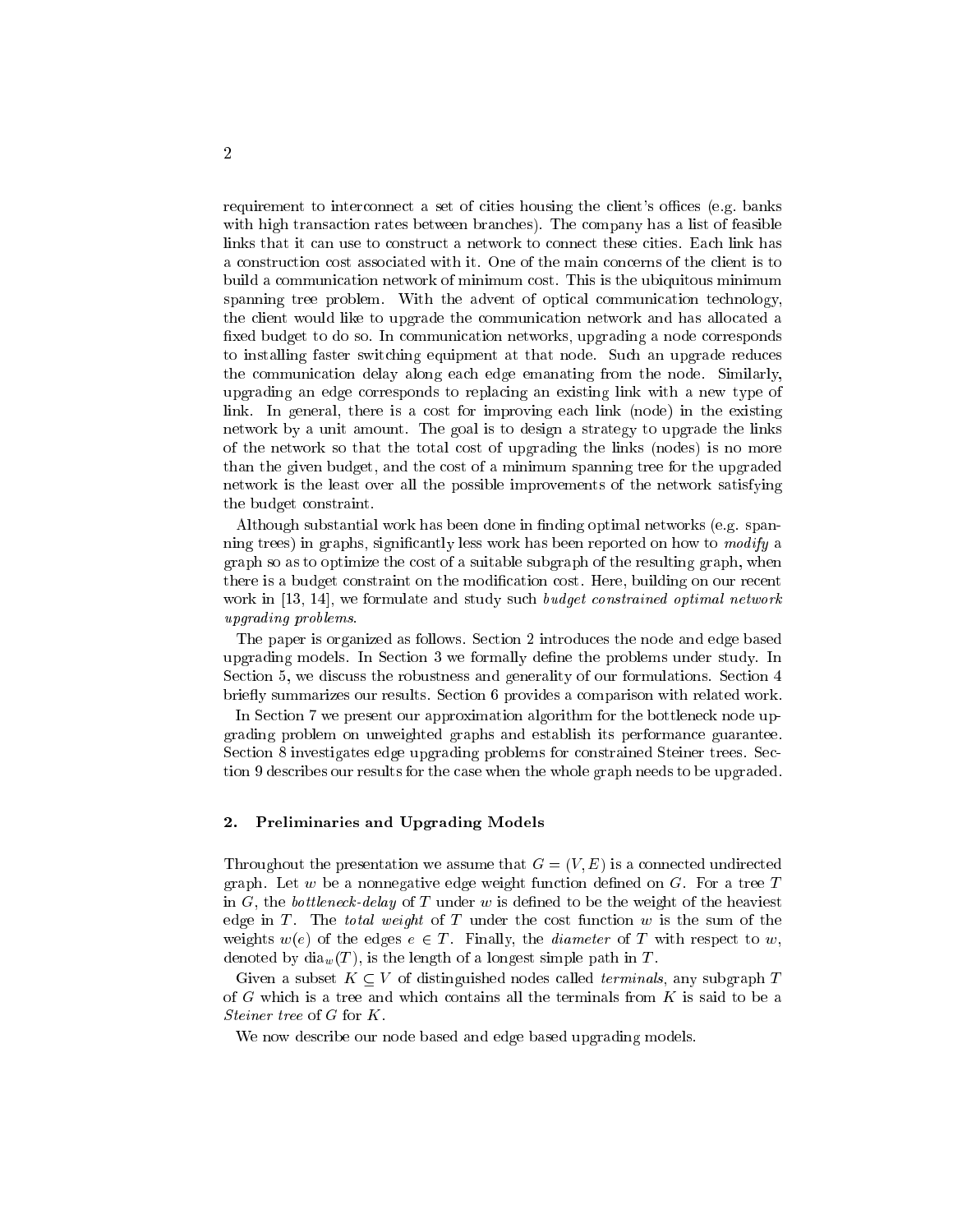requirement to interconnect a set of cities housing the client's offices (e.g. banks with high transaction rates between branches). The company has a list of feasible links that it can use to construct a network to connect these cities. Each link has a construction cost associated with it. One of the main concerns of the client is to build a communication network of minimum cost. This is the ubiquitous minimum spanning tree problem. With the advent of optical communication technology, the client would like to upgrade the communication network and has allocated a fixed budget to do so. In communication networks, upgrading a node corresponds to installing faster switching equipment at that node. Such an upgrade reduces the communication delay along each edge emanating from the node. Similarly, upgrading an edge corresponds to replacing an existing link with a new type of link. In general, there is a cost for improving each link (node) in the existing network by a unit amount. The goal is to design a strategy to upgrade the links of the network so that the total cost of upgrading the links (nodes) is no more than the given budget, and the cost of a minimum spanning tree for the upgraded network is the least over all the possible improvements of the network satisfying the budget constraint.

Although substantial work has been done in finding optimal networks (e.g. spanning trees) in graphs, significantly less work has been reported on how to *modify* a graph so as to optimize the cost of a suitable subgraph of the resulting graph, when there is a budget constraint on the modification cost. Here, building on our recent work in [13, 14], we formulate and study such *budget constrained optimal network upgrading problems*.

The paper is organized as follows. Section 2 introduces the node and edge based upgrading models. In Section 3 we formally define the problems under study. In Section 5, we discuss the robustness and generality of our formulations. Section 4 briefly summarizes our results. Section 6 provides a comparison with related work.

In Section 7 we present our approximation algorithm for the bottleneck node upgrading problem on unweighted graphs and establish its performance guarantee. Section 8 investigates edge upgrading problems for constrained Steiner trees. Section 9 describes our results for the case when the whole graph needs to be upgraded.

## 2. Preliminaries and Upgrading Models

Throughout the presentation we assume that $G = (V, E)$ is a connected undirected graph. Let $w$ be a nonnegative edge weight function defined on $G$. For a tree $T$ in $G$, the *bottleneck-delay* of $T$ under $w$ is defined to be the weight of the heaviest edge in $T$. The *total weight* of $T$ under the cost function $w$ is the sum of the weights $w(e)$ of the edges $e \in T$. Finally, the *diameter* of $T$ with respect to $w$, denoted by $\mathrm{dia}_w(T)$, is the length of a longest simple path in $T$.

Given a subset $K \subseteq V$ of distinguished nodes called *terminals*, any subgraph $T$ of $G$ which is a tree and which contains all the terminals from $K$ is said to be a *Steiner tree* of $G$ for $K$.

We now describe our node based and edge based upgrading models.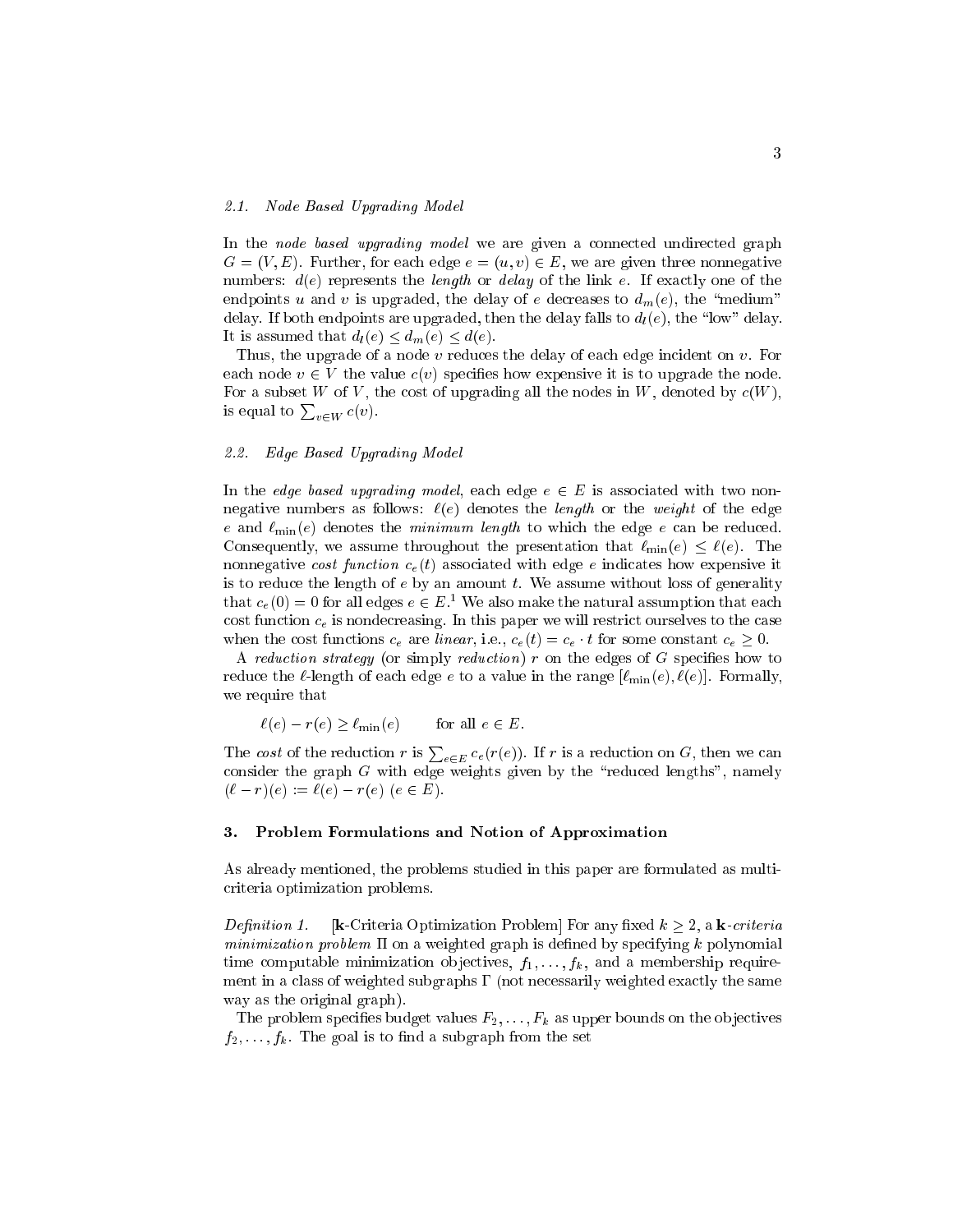### 2.1. Node Based Upgrading Model

In the *node based upgrading model* we are given a connected undirected graph $G = (V, E)$. Further, for each edge $e = (u, v) \in E$, we are given three nonnegative numbers: $d(e)$ represents the *length* or *delay* of the link $e$. If exactly one of the endpoints $u$ and $v$ is upgraded, the delay of $e$ decreases to $d_m(e)$, the "medium" delay. If both endpoints are upgraded, then the delay falls to $d_l(e)$, the "low" delay. It is assumed that $d_l(e) \le d_m(e) \le d(e)$.

Thus, the upgrade of a node $v$ reduces the delay of each edge incident on $v$. For each node $v \in V$ the value $c(v)$ specifies how expensive it is to upgrade the node. For a subset $W$ of $V$, the cost of upgrading all the nodes in $W$, denoted by $c(W)$, is equal to $\sum_{v \in W} c(v)$.

### 2.2. Edge Based Upgrading Model

In the *edge based upgrading model*, each edge $e \in E$ is associated with two nonnegative numbers as follows: $\ell(e)$ denotes the *length* or the *weight* of the edge $e$ and $\ell_{\min}(e)$ denotes the *minimum length* to which the edge $e$ can be reduced. Consequently, we assume throughout the presentation that $\ell_{\min}(e) \le \ell(e)$. The nonnegative *cost function* $c_e(t)$ associated with edge $e$ indicates how expensive it is to reduce the length of $e$ by an amount $t$. We assume without loss of generality that $c_e(0) = 0$ for all edges $e \in E$.[1] We also make the natural assumption that each cost function $c_e$ is nondecreasing. In this paper we will restrict ourselves to the case when the cost functions $c_e$ are *linear*, i.e., $c_e(t) = c_e \cdot t$ for some constant $c_e \ge 0$.

A *reduction strategy* (or simply *reduction*) $r$ on the edges of $G$ specifies how to reduce the $\ell$-length of each edge $e$ to a value in the range $[\ell_{\min}(e), \ell(e)]$. Formally, we require that

$$\ell(e) - r(e) \ge \ell_{\min}(e) \qquad \text{for all } e \in E.$$

The *cost* of the reduction $r$ is $\sum_{e \in E} c_e(r(e))$. If $r$ is a reduction on $G$, then we can consider the graph $G$ with edge weights given by the "reduced lengths", namely $(\ell - r)(e) := \ell(e) - r(e)$ $(e \in E)$.

## 3. Problem Formulations and Notion of Approximation

As already mentioned, the problems studied in this paper are formulated as multi-criteria optimization problems.

*Definition 1.* [**k**-Criteria Optimization Problem] For any fixed $k \ge 2$, a **k**-*criteria minimization problem* $\Pi$ on a weighted graph is defined by specifying $k$ polynomial time computable minimization objectives, $f_1, \ldots, f_k$, and a membership requirement in a class of weighted subgraphs $\Gamma$ (not necessarily weighted exactly the same way as the original graph).

The problem specifies budget values $F_2, \ldots, F_k$ as upper bounds on the objectives $f_2, \ldots, f_k$. The goal is to find a subgraph from the set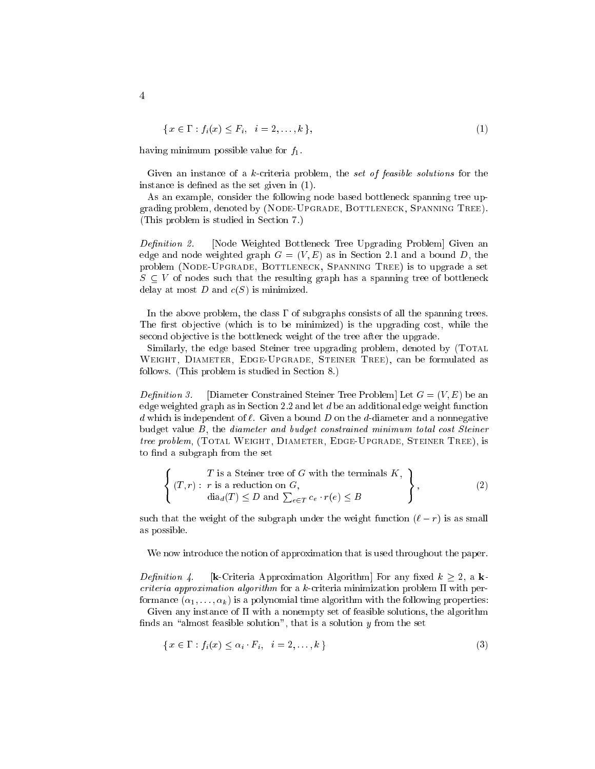$$\{ x \in \Gamma : f_i(x) \leq F_i, \quad i = 2, \ldots, k \}, \tag{1}$$

having minimum possible value for $f_1$.

Given an instance of a $k$-criteria problem, the *set of feasible solutions* for the instance is defined as the set given in (1).

As an example, consider the following node based bottleneck spanning tree upgrading problem, denoted by (Node-Upgrade, Bottleneck, Spanning Tree). (This problem is studied in Section 7.)

*Definition 2.* [Node Weighted Bottleneck Tree Upgrading Problem] Given an edge and node weighted graph $G = (V, E)$ as in Section 2.1 and a bound $D$, the problem (Node-Upgrade, Bottleneck, Spanning Tree) is to upgrade a set $S \subseteq V$ of nodes such that the resulting graph has a spanning tree of bottleneck delay at most $D$ and $c(S)$ is minimized.

In the above problem, the class $\Gamma$ of subgraphs consists of all the spanning trees. The first objective (which is to be minimized) is the upgrading cost, while the second objective is the bottleneck weight of the tree after the upgrade.

Similarly, the edge based Steiner tree upgrading problem, denoted by (Total Weight, Diameter, Edge-Upgrade, Steiner Tree), can be formulated as follows. (This problem is studied in Section 8.)

*Definition 3.* [Diameter Constrained Steiner Tree Problem] Let $G = (V, E)$ be an edge weighted graph as in Section 2.2 and let $d$ be an additional edge weight function $d$ which is independent of $\ell$. Given a bound $D$ on the $d$-diameter and a nonnegative budget value $B$, the *diameter and budget constrained minimum total cost Steiner tree problem*, (Total Weight, Diameter, Edge-Upgrade, Steiner Tree), is to find a subgraph from the set

$$\left\{ (T, r) : \begin{array}{l} T \text{ is a Steiner tree of } G \text{ with the terminals } K, \\ r \text{ is a reduction on } G, \\ \mathrm{dia}_d(T) \leq D \text{ and } \sum_{e \in T} c_e \cdot r(e) \leq B \end{array} \right\}, \tag{2}$$

such that the weight of the subgraph under the weight function $(\ell - r)$ is as small as possible.

We now introduce the notion of approximation that is used throughout the paper.

*Definition 4.* [**k**-Criteria Approximation Algorithm] For any fixed $k \geq 2$, a **k**-*criteria approximation algorithm* for a $k$-criteria minimization problem $\Pi$ with performance $(\alpha_1, \ldots, \alpha_k)$ is a polynomial time algorithm with the following properties:

Given any instance of $\Pi$ with a nonempty set of feasible solutions, the algorithm finds an "almost feasible solution", that is a solution $y$ from the set

$$\{ x \in \Gamma : f_i(x) \leq \alpha_i \cdot F_i, \quad i = 2, \ldots, k \} \tag{3}$$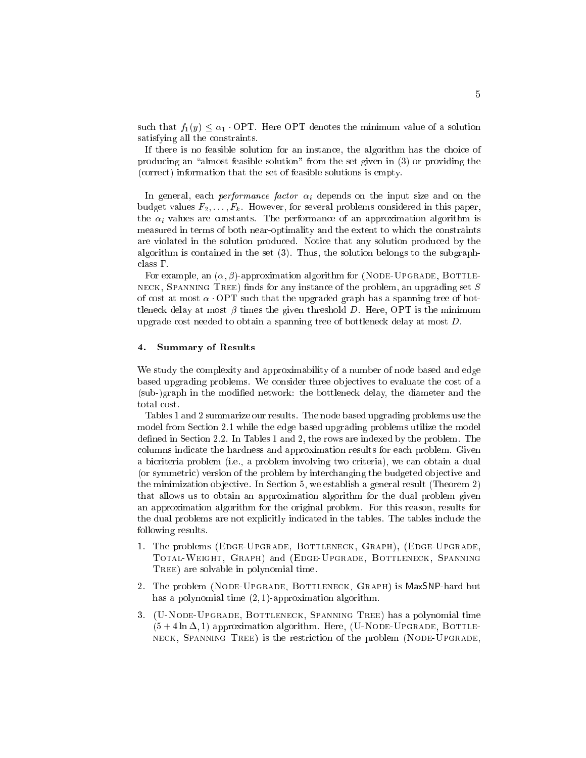such that $f_1(y) \leq \alpha_1 \cdot \mathrm{OPT}$. Here OPT denotes the minimum value of a solution satisfying all the constraints.

If there is no feasible solution for an instance, the algorithm has the choice of producing an "almost feasible solution" from the set given in (3) or providing the (correct) information that the set of feasible solutions is empty.

In general, each *performance factor* $\alpha_i$ depends on the input size and on the budget values $F_2, \ldots, F_k$. However, for several problems considered in this paper, the $\alpha_i$ values are constants. The performance of an approximation algorithm is measured in terms of both near-optimality and the extent to which the constraints are violated in the solution produced. Notice that any solution produced by the algorithm is contained in the set (3). Thus, the solution belongs to the subgraph-class $\Gamma$.

For example, an $(\alpha, \beta)$-approximation algorithm for (Node-Upgrade, Bottleneck, Spanning Tree) finds for any instance of the problem, an upgrading set $S$ of cost at most $\alpha \cdot \mathrm{OPT}$ such that the upgraded graph has a spanning tree of bottleneck delay at most $\beta$ times the given threshold $D$. Here, OPT is the minimum upgrade cost needed to obtain a spanning tree of bottleneck delay at most $D$.

## 4. Summary of Results

We study the complexity and approximability of a number of node based and edge based upgrading problems. We consider three objectives to evaluate the cost of a (sub-)graph in the modified network: the bottleneck delay, the diameter and the total cost.

Tables 1 and 2 summarize our results. The node based upgrading problems use the model from Section 2.1 while the edge based upgrading problems utilize the model defined in Section 2.2. In Tables 1 and 2, the rows are indexed by the problem. The columns indicate the hardness and approximation results for each problem. Given a bicriteria problem (i.e., a problem involving two criteria), we can obtain a dual (or symmetric) version of the problem by interchanging the budgeted objective and the minimization objective. In Section 5, we establish a general result (Theorem 2) that allows us to obtain an approximation algorithm for the dual problem given an approximation algorithm for the original problem. For this reason, results for the dual problems are not explicitly indicated in the tables. The tables include the following results.

1. The problems (Edge-Upgrade, Bottleneck, Graph), (Edge-Upgrade, Total-Weight, Graph) and (Edge-Upgrade, Bottleneck, Spanning Tree) are solvable in polynomial time.
2. The problem (Node-Upgrade, Bottleneck, Graph) is MaxSNP-hard but has a polynomial time $(2, 1)$-approximation algorithm.
3. (U-Node-Upgrade, Bottleneck, Spanning Tree) has a polynomial time $(5 + 4 \ln \Delta, 1)$ approximation algorithm. Here, (U-Node-Upgrade, Bottleneck, Spanning Tree) is the restriction of the problem (Node-Upgrade,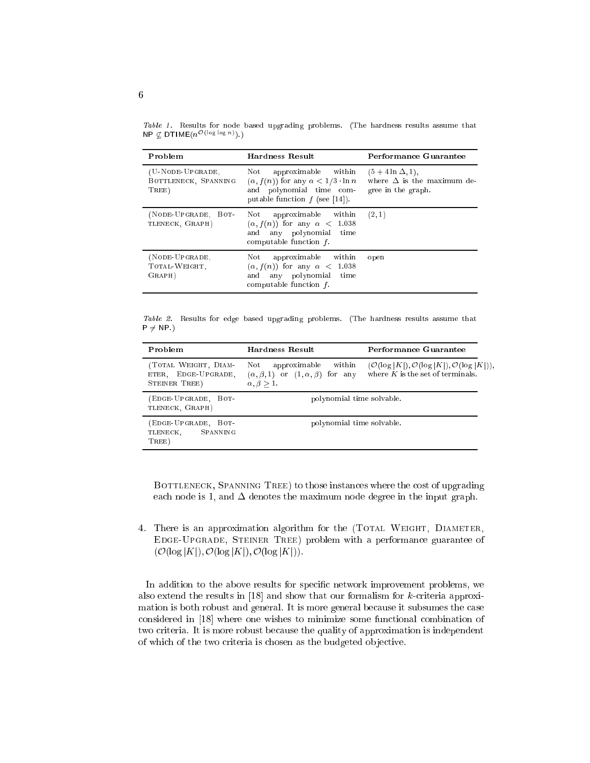*Table 1.* Results for node based upgrading problems. (The hardness results assume that $\mathsf{NP} \not\subseteq \mathsf{DTIME}(n^{\mathcal{O}(\log\log n)})$.)

| Problem | Hardness Result | Performance Guarantee |
|---|---|---|
| (U-Node-Upgrade, Bottleneck, Spanning Tree) | Not approximable within $(\alpha, f(n))$ for any $\alpha < 1/3 \cdot \ln n$ and polynomial time computable function $f$ (see [14]). | $(5 + 4\ln\Delta, 1)$, where $\Delta$ is the maximum degree in the graph. |
| (Node-Upgrade, Bottleneck, Graph) | Not approximable within $(\alpha, f(n))$ for any $\alpha < 1.038$ and any polynomial time computable function $f$. | $(2, 1)$ |
| (Node-Upgrade, Total-Weight, Graph) | Not approximable within $(\alpha, f(n))$ for any $\alpha < 1.038$ and any polynomial time computable function $f$. | open |

*Table 2.* Results for edge based upgrading problems. (The hardness results assume that $\mathsf{P} \neq \mathsf{NP}$.)

| Problem | Hardness Result | Performance Guarantee |
|---|---|---|
| (Total Weight, Diameter, Edge-Upgrade, Steiner Tree) | Not approximable within $(\alpha, \beta, 1)$ or $(1, \alpha, \beta)$ for any $\alpha, \beta \geq 1$. | $(\mathcal{O}(\log\lvert K\rvert), \mathcal{O}(\log\lvert K\rvert), \mathcal{O}(\log\lvert K\rvert))$, where $K$ is the set of terminals. |
| (Edge-Upgrade, Bottleneck, Graph) | polynomial time solvable. | |
| (Edge-Upgrade, Bottleneck, Spanning Tree) | polynomial time solvable. | |

Bottleneck, Spanning Tree) to those instances where the cost of upgrading each node is 1, and $\Delta$ denotes the maximum node degree in the input graph.

4. There is an approximation algorithm for the (Total Weight, Diameter, Edge-Upgrade, Steiner Tree) problem with a performance guarantee of $(\mathcal{O}(\log\lvert K\rvert), \mathcal{O}(\log\lvert K\rvert), \mathcal{O}(\log\lvert K\rvert))$.

In addition to the above results for specific network improvement problems, we also extend the results in [18] and show that our formalism for $k$-criteria approximation is both robust and general. It is more general because it subsumes the case considered in [18] where one wishes to minimize some functional combination of two criteria. It is more robust because the quality of approximation is independent of which of the two criteria is chosen as the budgeted objective.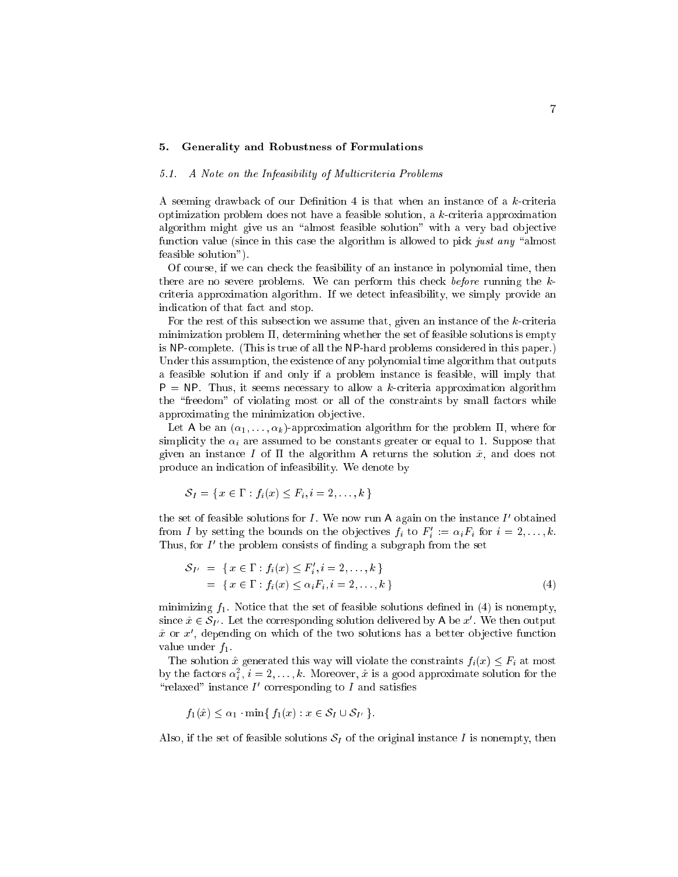## 5. Generality and Robustness of Formulations

### 5.1. A Note on the Infeasibility of Multicriteria Problems

A seeming drawback of our Definition 4 is that when an instance of a $k$-criteria optimization problem does not have a feasible solution, a $k$-criteria approximation algorithm might give us an "almost feasible solution" with a very bad objective function value (since in this case the algorithm is allowed to pick *just any* "almost feasible solution").

Of course, if we can check the feasibility of an instance in polynomial time, then there are no severe problems. We can perform this check *before* running the $k$-criteria approximation algorithm. If we detect infeasibility, we simply provide an indication of that fact and stop.

For the rest of this subsection we assume that, given an instance of the $k$-criteria minimization problem $\Pi$, determining whether the set of feasible solutions is empty is NP-complete. (This is true of all the NP-hard problems considered in this paper.) Under this assumption, the existence of any polynomial time algorithm that outputs a feasible solution if and only if a problem instance is feasible, will imply that P = NP. Thus, it seems necessary to allow a $k$-criteria approximation algorithm the "freedom" of violating most or all of the constraints by small factors while approximating the minimization objective.

Let A be an $(\alpha_1, \ldots, \alpha_k)$-approximation algorithm for the problem $\Pi$, where for simplicity the $\alpha_i$ are assumed to be constants greater or equal to 1. Suppose that given an instance $I$ of $\Pi$ the algorithm A returns the solution $\bar{x}$, and does not produce an indication of infeasibility. We denote by

$$\mathcal{S}_I = \{\, x \in \Gamma : f_i(x) \le F_i, i = 2, \ldots, k \,\}$$

the set of feasible solutions for $I$. We now run A again on the instance $I'$ obtained from $I$ by setting the bounds on the objectives $f_i$ to $F'_i := \alpha_i F_i$ for $i = 2, \ldots, k$. Thus, for $I'$ the problem consists of finding a subgraph from the set

$$\begin{aligned} \mathcal{S}_{I'} &= \{\, x \in \Gamma : f_i(x) \le F'_i, i = 2, \ldots, k \,\} \\ &= \{\, x \in \Gamma : f_i(x) \le \alpha_i F_i, i = 2, \ldots, k \,\} \end{aligned} \quad (4)$$

minimizing $f_1$. Notice that the set of feasible solutions defined in (4) is nonempty, since $\bar{x} \in \mathcal{S}_{I'}$. Let the corresponding solution delivered by A be $x'$. We then output $\bar{x}$ or $x'$, depending on which of the two solutions has a better objective function value under $f_1$.

The solution $\hat{x}$ generated this way will violate the constraints $f_i(x) \le F_i$ at most by the factors $\alpha_i^2$, $i = 2, \ldots, k$. Moreover, $\hat{x}$ is a good approximate solution for the "relaxed" instance $I'$ corresponding to $I$ and satisfies

$$f_1(\hat{x}) \le \alpha_1 \cdot \min\{\, f_1(x) : x \in \mathcal{S}_I \cup \mathcal{S}_{I'} \,\}.$$

Also, if the set of feasible solutions $\mathcal{S}_I$ of the original instance $I$ is nonempty, then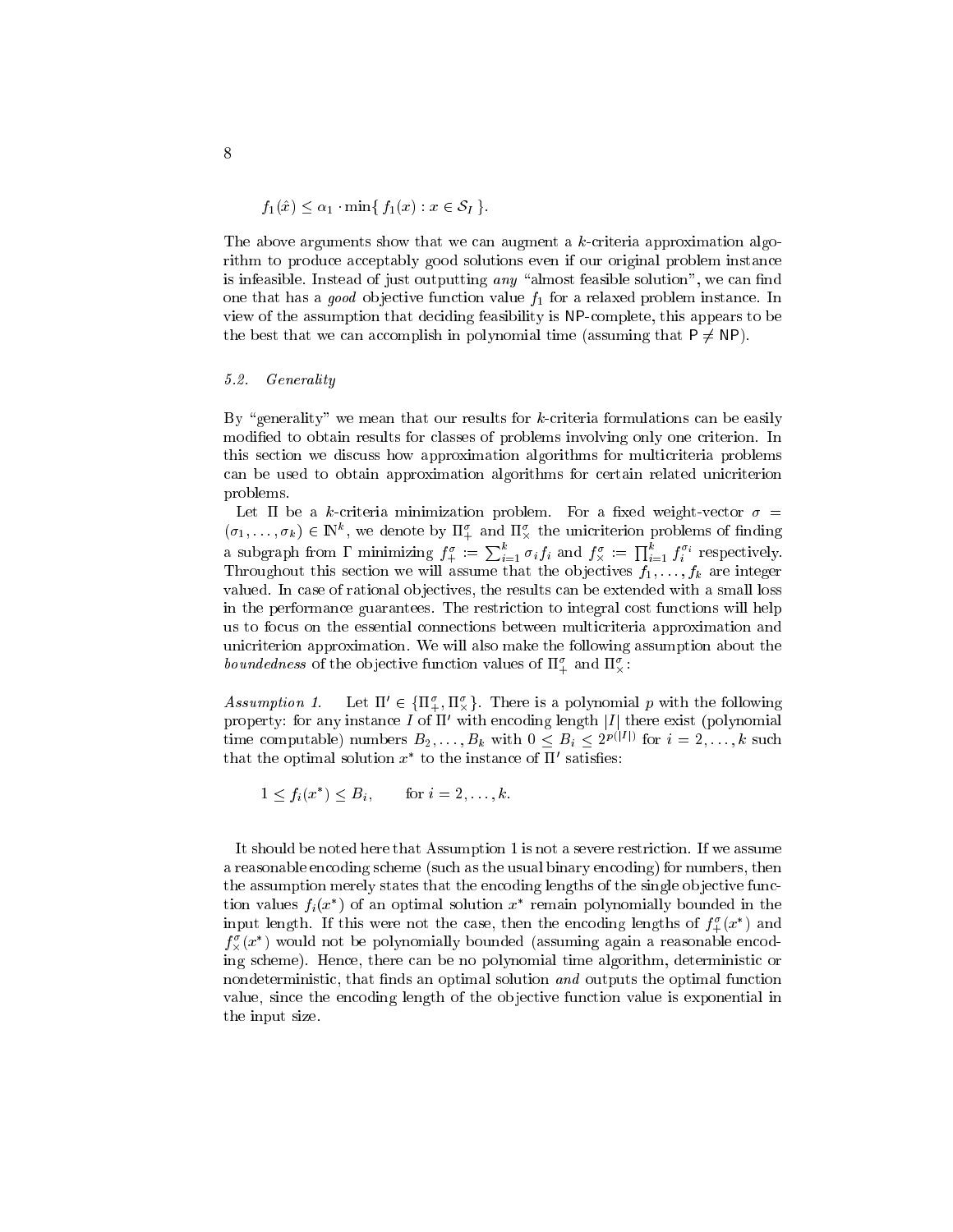$$f_1(\hat{x}) \leq \alpha_1 \cdot \min\{\, f_1(x) : x \in \mathcal{S}_I \,\}.$$

The above arguments show that we can augment a $k$-criteria approximation algorithm to produce acceptably good solutions even if our original problem instance is infeasible. Instead of just outputting *any* "almost feasible solution", we can find one that has a *good* objective function value $f_1$ for a relaxed problem instance. In view of the assumption that deciding feasibility is NP-complete, this appears to be the best that we can accomplish in polynomial time (assuming that $\mathsf{P} \neq \mathsf{NP}$).

### 5.2. *Generality*

By "generality" we mean that our results for $k$-criteria formulations can be easily modified to obtain results for classes of problems involving only one criterion. In this section we discuss how approximation algorithms for multicriteria problems can be used to obtain approximation algorithms for certain related unicriterion problems.

Let $\Pi$ be a $k$-criteria minimization problem. For a fixed weight-vector $\sigma = (\sigma_1, \ldots, \sigma_k) \in \mathbb{N}^k$, we denote by $\Pi_+^\sigma$ and $\Pi_\times^\sigma$ the unicriterion problems of finding a subgraph from $\Gamma$ minimizing $f_+^\sigma := \sum_{i=1}^k \sigma_i f_i$ and $f_\times^\sigma := \prod_{i=1}^k f_i^{\sigma_i}$ respectively. Throughout this section we will assume that the objectives $f_1, \ldots, f_k$ are integer valued. In case of rational objectives, the results can be extended with a small loss in the performance guarantees. The restriction to integral cost functions will help us to focus on the essential connections between multicriteria approximation and unicriterion approximation. We will also make the following assumption about the *boundedness* of the objective function values of $\Pi_+^\sigma$ and $\Pi_\times^\sigma$:

*Assumption 1.* Let $\Pi' \in \{\Pi_+^\sigma, \Pi_\times^\sigma\}$. There is a polynomial $p$ with the following property: for any instance $I$ of $\Pi'$ with encoding length $|I|$ there exist (polynomial time computable) numbers $B_2, \ldots, B_k$ with $0 \leq B_i \leq 2^{p(|I|)}$ for $i = 2, \ldots, k$ such that the optimal solution $x^*$ to the instance of $\Pi'$ satisfies:

$$1 \leq f_i(x^*) \leq B_i, \qquad \text{for } i = 2, \ldots, k.$$

It should be noted here that Assumption 1 is not a severe restriction. If we assume a reasonable encoding scheme (such as the usual binary encoding) for numbers, then the assumption merely states that the encoding lengths of the single objective function values $f_i(x^*)$ of an optimal solution $x^*$ remain polynomially bounded in the input length. If this were not the case, then the encoding lengths of $f_+^\sigma(x^*)$ and $f_\times^\sigma(x^*)$ would not be polynomially bounded (assuming again a reasonable encoding scheme). Hence, there can be no polynomial time algorithm, deterministic or nondeterministic, that finds an optimal solution *and* outputs the optimal function value, since the encoding length of the objective function value is exponential in the input size.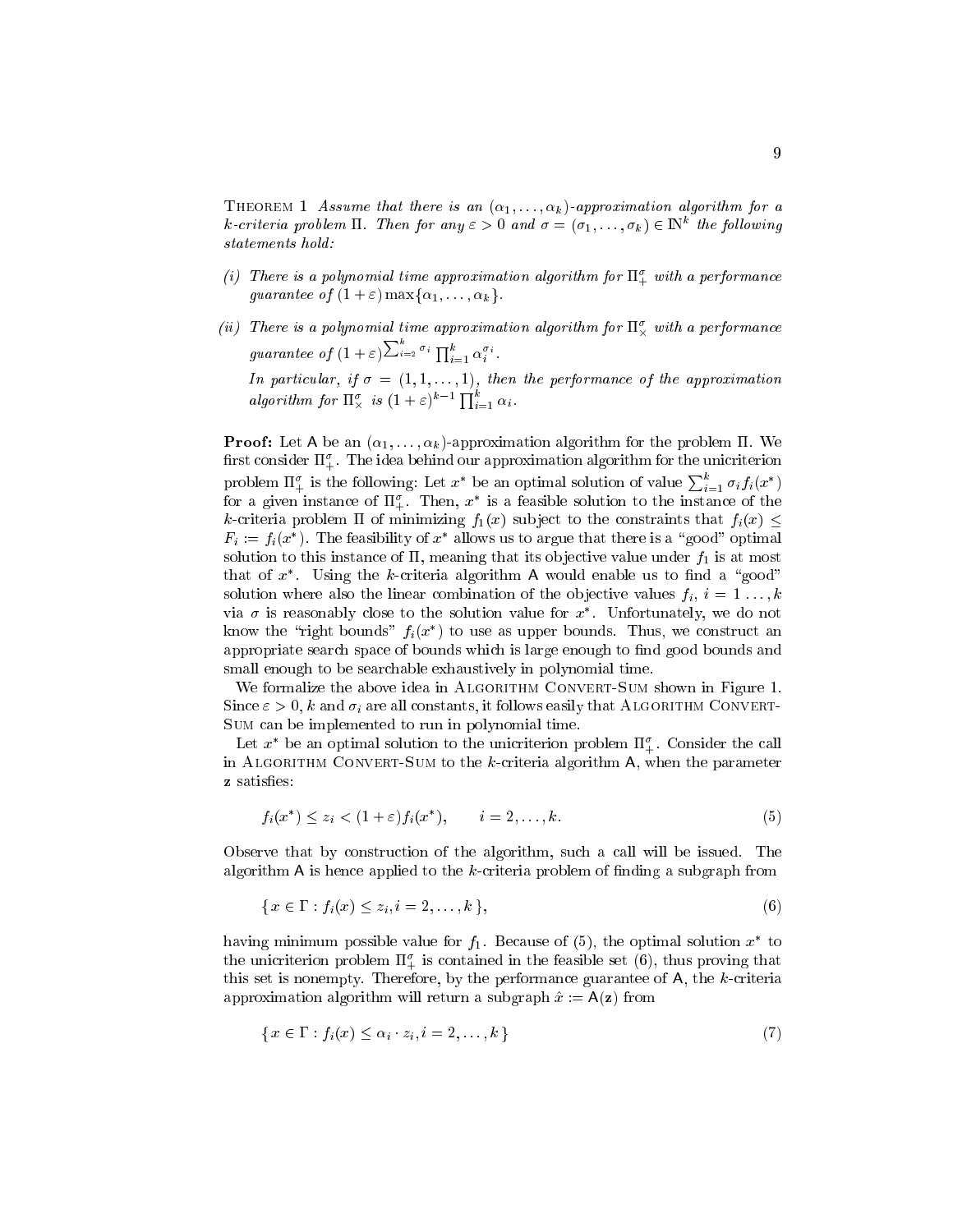Theorem 1 *Assume that there is an $(\alpha_1, \ldots, \alpha_k)$-approximation algorithm for a $k$-criteria problem $\Pi$. Then for any $\varepsilon > 0$ and $\sigma = (\sigma_1, \ldots, \sigma_k) \in \mathbb{N}^k$ the following statements hold:*

*(i) There is a polynomial time approximation algorithm for $\Pi_+^\sigma$ with a performance guarantee of $(1+\varepsilon)\max\{\alpha_1, \ldots, \alpha_k\}$.*

*(ii) There is a polynomial time approximation algorithm for $\Pi_\times^\sigma$ with a performance guarantee of $(1+\varepsilon)^{\sum_{i=2}^k \sigma_i} \prod_{i=1}^k \alpha_i^{\sigma_i}$.*

*In particular, if $\sigma = (1, 1, \ldots, 1)$, then the performance of the approximation algorithm for $\Pi_\times^\sigma$ is $(1+\varepsilon)^{k-1} \prod_{i=1}^k \alpha_i$.*

**Proof:** Let A be an $(\alpha_1, \ldots, \alpha_k)$-approximation algorithm for the problem $\Pi$. We first consider $\Pi_+^\sigma$. The idea behind our approximation algorithm for the unicriterion problem $\Pi_+^\sigma$ is the following: Let $x^*$ be an optimal solution of value $\sum_{i=1}^k \sigma_i f_i(x^*)$ for a given instance of $\Pi_+^\sigma$. Then, $x^*$ is a feasible solution to the instance of the $k$-criteria problem $\Pi$ of minimizing $f_1(x)$ subject to the constraints that $f_i(x) \leq F_i := f_i(x^*)$. The feasibility of $x^*$ allows us to argue that there is a "good" optimal solution to this instance of $\Pi$, meaning that its objective value under $f_1$ is at most that of $x^*$. Using the $k$-criteria algorithm A would enable us to find a "good" solution where also the linear combination of the objective values $f_i$, $i = 1 \ldots, k$ via $\sigma$ is reasonably close to the solution value for $x^*$. Unfortunately, we do not know the "right bounds" $f_i(x^*)$ to use as upper bounds. Thus, we construct an appropriate search space of bounds which is large enough to find good bounds and small enough to be searchable exhaustively in polynomial time.

We formalize the above idea in Algorithm Convert-Sum shown in Figure 1. Since $\varepsilon > 0$, $k$ and $\sigma_i$ are all constants, it follows easily that Algorithm Convert-Sum can be implemented to run in polynomial time.

Let $x^*$ be an optimal solution to the unicriterion problem $\Pi_+^\sigma$. Consider the call in Algorithm Convert-Sum to the $k$-criteria algorithm A, when the parameter $\mathbf{z}$ satisfies:

$$f_i(x^*) \leq z_i < (1+\varepsilon) f_i(x^*), \qquad i = 2, \ldots, k. \tag{5}$$

Observe that by construction of the algorithm, such a call will be issued. The algorithm A is hence applied to the $k$-criteria problem of finding a subgraph from

$$\{ x \in \Gamma : f_i(x) \leq z_i, i = 2, \ldots, k \}, \tag{6}$$

having minimum possible value for $f_1$. Because of (5), the optimal solution $x^*$ to the unicriterion problem $\Pi_+^\sigma$ is contained in the feasible set (6), thus proving that this set is nonempty. Therefore, by the performance guarantee of A, the $k$-criteria approximation algorithm will return a subgraph $\hat{x} := \mathsf{A}(\mathbf{z})$ from

$$\{ x \in \Gamma : f_i(x) \leq \alpha_i \cdot z_i, i = 2, \ldots, k \} \tag{7}$$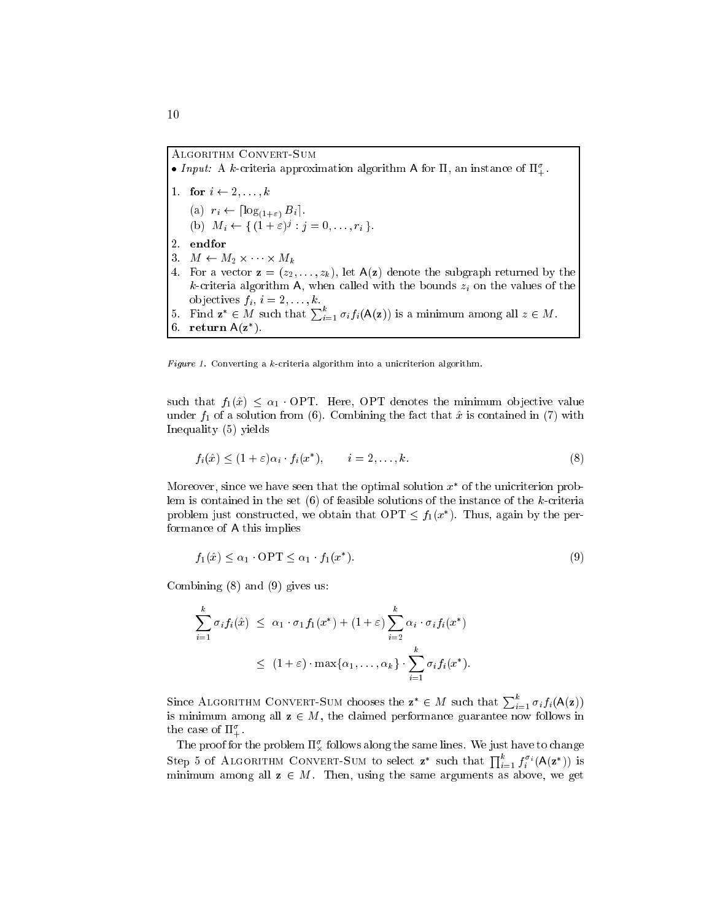---

**Algorithm Convert-Sum**

• *Input:* A $k$-criteria approximation algorithm $\mathsf{A}$ for $\Pi$, an instance of $\Pi_+^\sigma$.

1. **for** $i \leftarrow 2, \ldots, k$
   (a) $r_i \leftarrow \lceil \log_{(1+\varepsilon)} B_i \rceil$.
   (b) $M_i \leftarrow \{ (1+\varepsilon)^j : j = 0, \ldots, r_i \}$.
2. **endfor**
3. $M \leftarrow M_2 \times \cdots \times M_k$
4. For a vector $\mathbf{z} = (z_2, \ldots, z_k)$, let $\mathsf{A}(\mathbf{z})$ denote the subgraph returned by the $k$-criteria algorithm $\mathsf{A}$, when called with the bounds $z_i$ on the values of the objectives $f_i$, $i = 2, \ldots, k$.
5. Find $\mathbf{z}^* \in M$ such that $\sum_{i=1}^k \sigma_i f_i(\mathsf{A}(\mathbf{z}))$ is a minimum among all $z \in M$.
6. **return** $\mathsf{A}(\mathbf{z}^*)$.

---

*Figure 1.* Converting a $k$-criteria algorithm into a unicriterion algorithm.

such that $f_1(\hat{x}) \leq \alpha_1 \cdot \mathrm{OPT}$. Here, OPT denotes the minimum objective value under $f_1$ of a solution from (6). Combining the fact that $\hat{x}$ is contained in (7) with Inequality (5) yields

$$f_i(\hat{x}) \leq (1+\varepsilon)\alpha_i \cdot f_i(x^*), \qquad i = 2, \ldots, k. \tag{8}$$

Moreover, since we have seen that the optimal solution $x^*$ of the unicriterion problem is contained in the set (6) of feasible solutions of the instance of the $k$-criteria problem just constructed, we obtain that $\mathrm{OPT} \leq f_1(x^*)$. Thus, again by the performance of $\mathsf{A}$ this implies

$$f_1(\hat{x}) \leq \alpha_1 \cdot \mathrm{OPT} \leq \alpha_1 \cdot f_1(x^*). \tag{9}$$

Combining (8) and (9) gives us:

$$\begin{aligned}
\sum_{i=1}^k \sigma_i f_i(\hat{x}) &\leq \alpha_1 \cdot \sigma_1 f_1(x^*) + (1+\varepsilon) \sum_{i=2}^k \alpha_i \cdot \sigma_i f_i(x^*) \\
&\leq (1+\varepsilon) \cdot \max\{\alpha_1, \ldots, \alpha_k\} \cdot \sum_{i=1}^k \sigma_i f_i(x^*).
\end{aligned}$$

Since Algorithm Convert-Sum chooses the $\mathbf{z}^* \in M$ such that $\sum_{i=1}^k \sigma_i f_i(\mathsf{A}(\mathbf{z}))$ is minimum among all $\mathbf{z} \in M$, the claimed performance guarantee now follows in the case of $\Pi_+^\sigma$.

The proof for the problem $\Pi_\times^\sigma$ follows along the same lines. We just have to change Step 5 of Algorithm Convert-Sum to select $\mathbf{z}^*$ such that $\prod_{i=1}^k f_i^{\sigma_i}(\mathsf{A}(\mathbf{z}^*))$ is minimum among all $\mathbf{z} \in M$. Then, using the same arguments as above, we get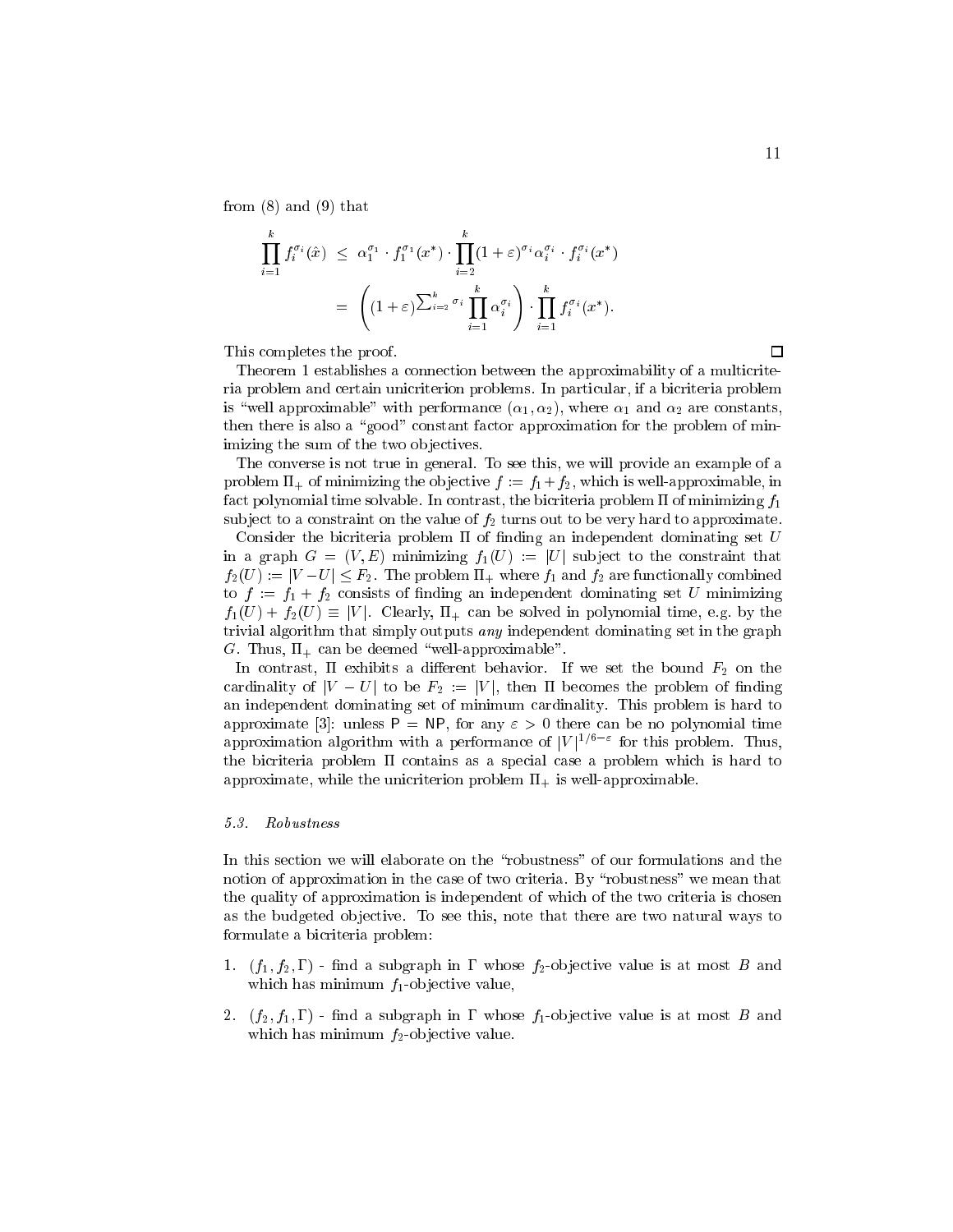from (8) and (9) that

$$
\begin{aligned}
\prod_{i=1}^{k} f_i^{\sigma_i}(\hat{x}) &\leq \alpha_1^{\sigma_1} \cdot f_1^{\sigma_1}(x^*) \cdot \prod_{i=2}^{k} (1+\varepsilon)^{\sigma_i} \alpha_i^{\sigma_i} \cdot f_i^{\sigma_i}(x^*) \\
&= \left( (1+\varepsilon)^{\sum_{i=2}^{k} \sigma_i} \prod_{i=1}^{k} \alpha_i^{\sigma_i} \right) \cdot \prod_{i=1}^{k} f_i^{\sigma_i}(x^*).
\end{aligned}
$$

This completes the proof. □

Theorem 1 establishes a connection between the approximability of a multicriteria problem and certain unicriterion problems. In particular, if a bicriteria problem is "well approximable" with performance $(\alpha_1, \alpha_2)$, where $\alpha_1$ and $\alpha_2$ are constants, then there is also a "good" constant factor approximation for the problem of minimizing the sum of the two objectives.

The converse is not true in general. To see this, we will provide an example of a problem $\Pi_+$ of minimizing the objective $f := f_1 + f_2$, which is well-approximable, in fact polynomial time solvable. In contrast, the bicriteria problem $\Pi$ of minimizing $f_1$ subject to a constraint on the value of $f_2$ turns out to be very hard to approximate.

Consider the bicriteria problem $\Pi$ of finding an independent dominating set $U$ in a graph $G = (V, E)$ minimizing $f_1(U) := |U|$ subject to the constraint that $f_2(U) := |V - U| \leq F_2$. The problem $\Pi_+$ where $f_1$ and $f_2$ are functionally combined to $f := f_1 + f_2$ consists of finding an independent dominating set $U$ minimizing $f_1(U) + f_2(U) \equiv |V|$. Clearly, $\Pi_+$ can be solved in polynomial time, e.g. by the trivial algorithm that simply outputs *any* independent dominating set in the graph $G$. Thus, $\Pi_+$ can be deemed "well-approximable".

In contrast, $\Pi$ exhibits a different behavior. If we set the bound $F_2$ on the cardinality of $|V - U|$ to be $F_2 := |V|$, then $\Pi$ becomes the problem of finding an independent dominating set of minimum cardinality. This problem is hard to approximate [3]: unless P = NP, for any $\varepsilon > 0$ there can be no polynomial time approximation algorithm with a performance of $|V|^{1/6-\varepsilon}$ for this problem. Thus, the bicriteria problem $\Pi$ contains as a special case a problem which is hard to approximate, while the unicriterion problem $\Pi_+$ is well-approximable.

### *5.3. Robustness*

In this section we will elaborate on the "robustness" of our formulations and the notion of approximation in the case of two criteria. By "robustness" we mean that the quality of approximation is independent of which of the two criteria is chosen as the budgeted objective. To see this, note that there are two natural ways to formulate a bicriteria problem:

1. $(f_1, f_2, \Gamma)$ - find a subgraph in $\Gamma$ whose $f_2$-objective value is at most $B$ and which has minimum $f_1$-objective value,

2. $(f_2, f_1, \Gamma)$ - find a subgraph in $\Gamma$ whose $f_1$-objective value is at most $B$ and which has minimum $f_2$-objective value.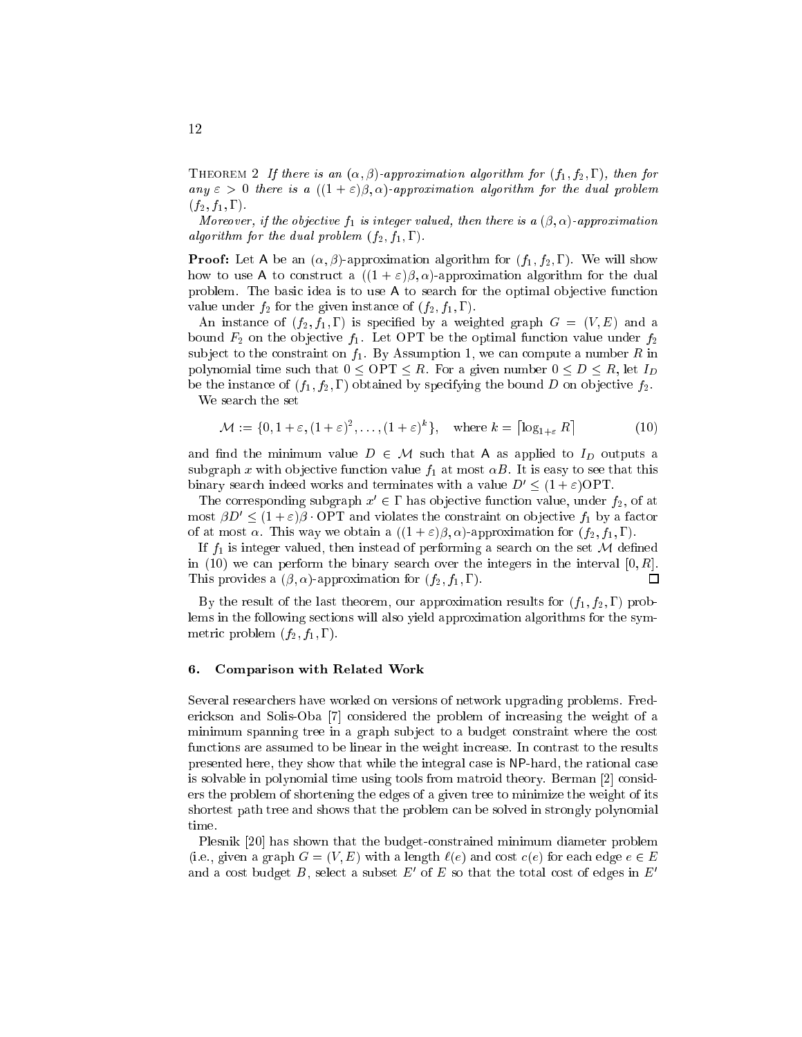THEOREM 2 *If there is an $(\alpha, \beta)$-approximation algorithm for $(f_1, f_2, \Gamma)$, then for any $\varepsilon > 0$ there is a $((1+\varepsilon)\beta, \alpha)$-approximation algorithm for the dual problem $(f_2, f_1, \Gamma)$.*

*Moreover, if the objective $f_1$ is integer valued, then there is a $(\beta, \alpha)$-approximation algorithm for the dual problem $(f_2, f_1, \Gamma)$.*

**Proof:** Let A be an $(\alpha, \beta)$-approximation algorithm for $(f_1, f_2, \Gamma)$. We will show how to use A to construct a $((1+\varepsilon)\beta, \alpha)$-approximation algorithm for the dual problem. The basic idea is to use A to search for the optimal objective function value under $f_2$ for the given instance of $(f_2, f_1, \Gamma)$.

An instance of $(f_2, f_1, \Gamma)$ is specified by a weighted graph $G = (V, E)$ and a bound $F_2$ on the objective $f_1$. Let OPT be the optimal function value under $f_2$ subject to the constraint on $f_1$. By Assumption 1, we can compute a number $R$ in polynomial time such that $0 \leq \text{OPT} \leq R$. For a given number $0 \leq D \leq R$, let $I_D$ be the instance of $(f_1, f_2, \Gamma)$ obtained by specifying the bound $D$ on objective $f_2$.

We search the set

$$\mathcal{M} := \{0, 1+\varepsilon, (1+\varepsilon)^2, \ldots, (1+\varepsilon)^k\}, \quad \text{where } k = \lceil \log_{1+\varepsilon} R \rceil \tag{10}$$

and find the minimum value $D \in \mathcal{M}$ such that A as applied to $I_D$ outputs a subgraph $x$ with objective function value $f_1$ at most $\alpha B$. It is easy to see that this binary search indeed works and terminates with a value $D' \leq (1+\varepsilon)\text{OPT}$.

The corresponding subgraph $x' \in \Gamma$ has objective function value, under $f_2$, of at most $\beta D' \leq (1+\varepsilon)\beta \cdot \text{OPT}$ and violates the constraint on objective $f_1$ by a factor of at most $\alpha$. This way we obtain a $((1+\varepsilon)\beta, \alpha)$-approximation for $(f_2, f_1, \Gamma)$.

If $f_1$ is integer valued, then instead of performing a search on the set $\mathcal{M}$ defined in (10) we can perform the binary search over the integers in the interval $[0, R]$. This provides a $(\beta, \alpha)$-approximation for $(f_2, f_1, \Gamma)$. □

By the result of the last theorem, our approximation results for $(f_1, f_2, \Gamma)$ problems in the following sections will also yield approximation algorithms for the symmetric problem $(f_2, f_1, \Gamma)$.

## 6. Comparison with Related Work

Several researchers have worked on versions of network upgrading problems. Frederickson and Solis-Oba [7] considered the problem of increasing the weight of a minimum spanning tree in a graph subject to a budget constraint where the cost functions are assumed to be linear in the weight increase. In contrast to the results presented here, they show that while the integral case is NP-hard, the rational case is solvable in polynomial time using tools from matroid theory. Berman [2] considers the problem of shortening the edges of a given tree to minimize the weight of its shortest path tree and shows that the problem can be solved in strongly polynomial time.

Plesnik [20] has shown that the budget-constrained minimum diameter problem (i.e., given a graph $G = (V, E)$ with a length $\ell(e)$ and cost $c(e)$ for each edge $e \in E$ and a cost budget $B$, select a subset $E'$ of $E$ so that the total cost of edges in $E'$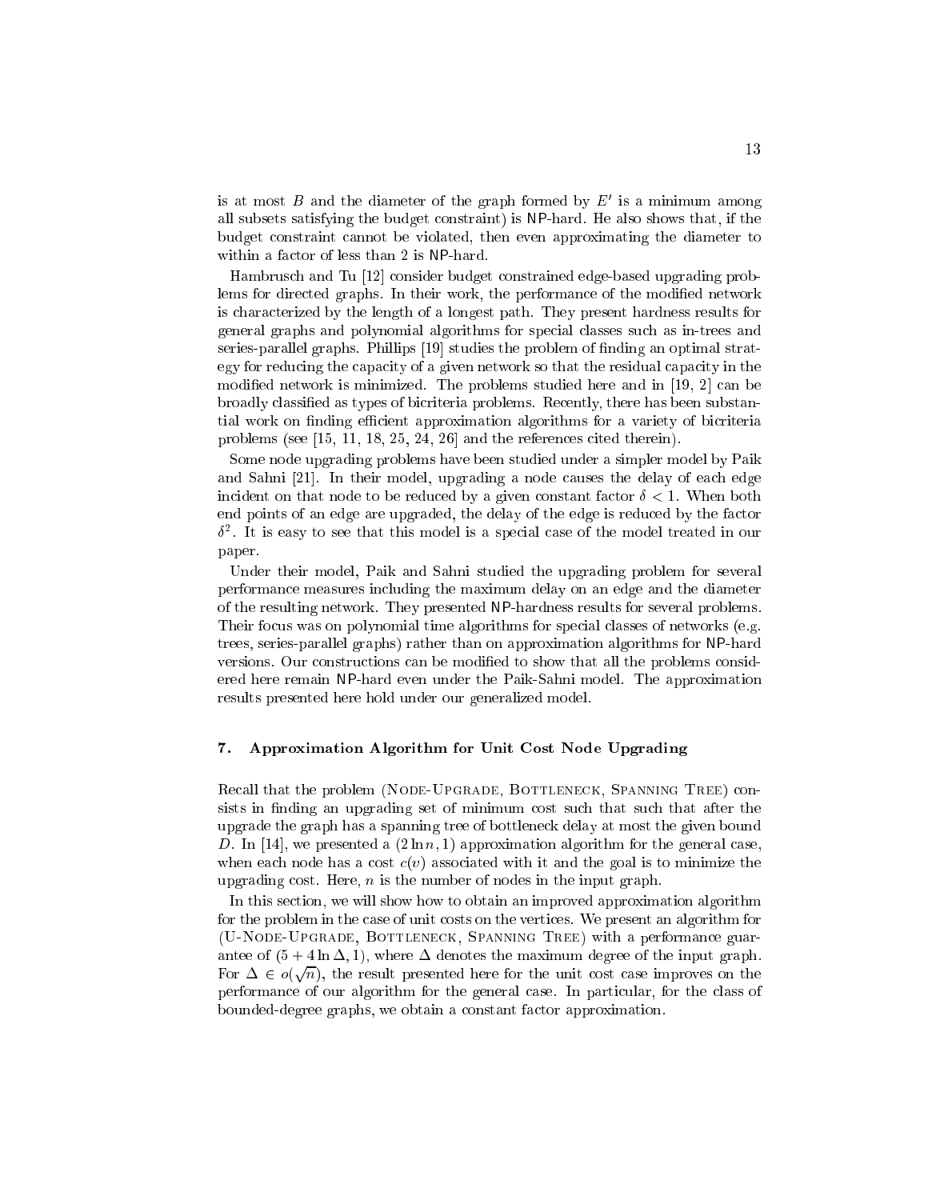is at most $B$ and the diameter of the graph formed by $E'$ is a minimum among all subsets satisfying the budget constraint) is NP-hard. He also shows that, if the budget constraint cannot be violated, then even approximating the diameter to within a factor of less than 2 is NP-hard.

Hambrusch and Tu [12] consider budget constrained edge-based upgrading problems for directed graphs. In their work, the performance of the modified network is characterized by the length of a longest path. They present hardness results for general graphs and polynomial algorithms for special classes such as in-trees and series-parallel graphs. Phillips [19] studies the problem of finding an optimal strategy for reducing the capacity of a given network so that the residual capacity in the modified network is minimized. The problems studied here and in [19, 2] can be broadly classified as types of bicriteria problems. Recently, there has been substantial work on finding efficient approximation algorithms for a variety of bicriteria problems (see [15, 11, 18, 25, 24, 26] and the references cited therein).

Some node upgrading problems have been studied under a simpler model by Paik and Sahni [21]. In their model, upgrading a node causes the delay of each edge incident on that node to be reduced by a given constant factor $\delta < 1$. When both end points of an edge are upgraded, the delay of the edge is reduced by the factor $\delta^2$. It is easy to see that this model is a special case of the model treated in our paper.

Under their model, Paik and Sahni studied the upgrading problem for several performance measures including the maximum delay on an edge and the diameter of the resulting network. They presented NP-hardness results for several problems. Their focus was on polynomial time algorithms for special classes of networks (e.g. trees, series-parallel graphs) rather than on approximation algorithms for NP-hard versions. Our constructions can be modified to show that all the problems considered here remain NP-hard even under the Paik-Sahni model. The approximation results presented here hold under our generalized model.

## 7. Approximation Algorithm for Unit Cost Node Upgrading

Recall that the problem (Node-Upgrade, Bottleneck, Spanning Tree) consists in finding an upgrading set of minimum cost such that such that after the upgrade the graph has a spanning tree of bottleneck delay at most the given bound $D$. In [14], we presented a $(2 \ln n, 1)$ approximation algorithm for the general case, when each node has a cost $c(v)$ associated with it and the goal is to minimize the upgrading cost. Here, $n$ is the number of nodes in the input graph.

In this section, we will show how to obtain an improved approximation algorithm for the problem in the case of unit costs on the vertices. We present an algorithm for (U-Node-Upgrade, Bottleneck, Spanning Tree) with a performance guarantee of $(5 + 4 \ln \Delta, 1)$, where $\Delta$ denotes the maximum degree of the input graph. For $\Delta \in o(\sqrt{n})$, the result presented here for the unit cost case improves on the performance of our algorithm for the general case. In particular, for the class of bounded-degree graphs, we obtain a constant factor approximation.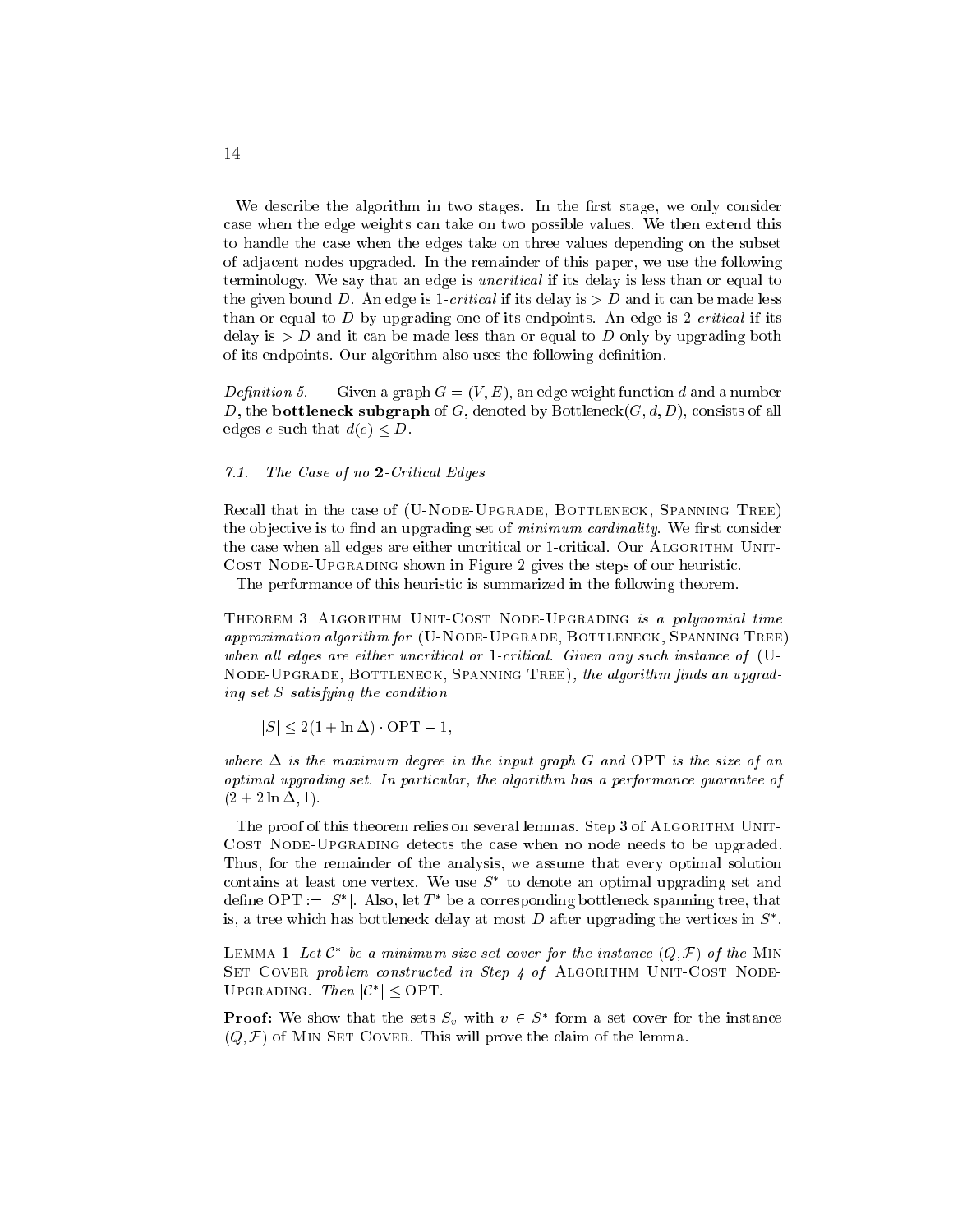We describe the algorithm in two stages. In the first stage, we only consider case when the edge weights can take on two possible values. We then extend this to handle the case when the edges take on three values depending on the subset of adjacent nodes upgraded. In the remainder of this paper, we use the following terminology. We say that an edge is *uncritical* if its delay is less than or equal to the given bound $D$. An edge is *1-critical* if its delay is $> D$ and it can be made less than or equal to $D$ by upgrading one of its endpoints. An edge is *2-critical* if its delay is $> D$ and it can be made less than or equal to $D$ only by upgrading both of its endpoints. Our algorithm also uses the following definition.

*Definition 5.* Given a graph $G = (V, E)$, an edge weight function $d$ and a number $D$, the **bottleneck subgraph** of $G$, denoted by Bottleneck$(G, d, D)$, consists of all edges $e$ such that $d(e) \leq D$.

### 7.1. The Case of no **2**-Critical Edges

Recall that in the case of (U-Node-Upgrade, Bottleneck, Spanning Tree) the objective is to find an upgrading set of *minimum cardinality*. We first consider the case when all edges are either uncritical or 1-critical. Our Algorithm Unit-Cost Node-Upgrading shown in Figure 2 gives the steps of our heuristic.

The performance of this heuristic is summarized in the following theorem.

Theorem 3 *Algorithm Unit-Cost Node-Upgrading is a polynomial time approximation algorithm for (U-Node-Upgrade, Bottleneck, Spanning Tree) when all edges are either uncritical or 1-critical. Given any such instance of (U-Node-Upgrade, Bottleneck, Spanning Tree), the algorithm finds an upgrading set $S$ satisfying the condition*

$$|S| \leq 2(1 + \ln \Delta) \cdot \mathrm{OPT} - 1,$$

*where $\Delta$ is the maximum degree in the input graph $G$ and OPT is the size of an optimal upgrading set. In particular, the algorithm has a performance guarantee of $(2 + 2 \ln \Delta, 1)$.*

The proof of this theorem relies on several lemmas. Step 3 of Algorithm Unit-Cost Node-Upgrading detects the case when no node needs to be upgraded. Thus, for the remainder of the analysis, we assume that every optimal solution contains at least one vertex. We use $S^*$ to denote an optimal upgrading set and define $\mathrm{OPT} := |S^*|$. Also, let $T^*$ be a corresponding bottleneck spanning tree, that is, a tree which has bottleneck delay at most $D$ after upgrading the vertices in $S^*$.

Lemma 1 *Let $\mathcal{C}^*$ be a minimum size set cover for the instance $(Q, \mathcal{F})$ of the Min Set Cover problem constructed in Step 4 of Algorithm Unit-Cost Node-Upgrading. Then $|\mathcal{C}^*| \leq \mathrm{OPT}$.*

**Proof:** We show that the sets $S_v$ with $v \in S^*$ form a set cover for the instance $(Q, \mathcal{F})$ of Min Set Cover. This will prove the claim of the lemma.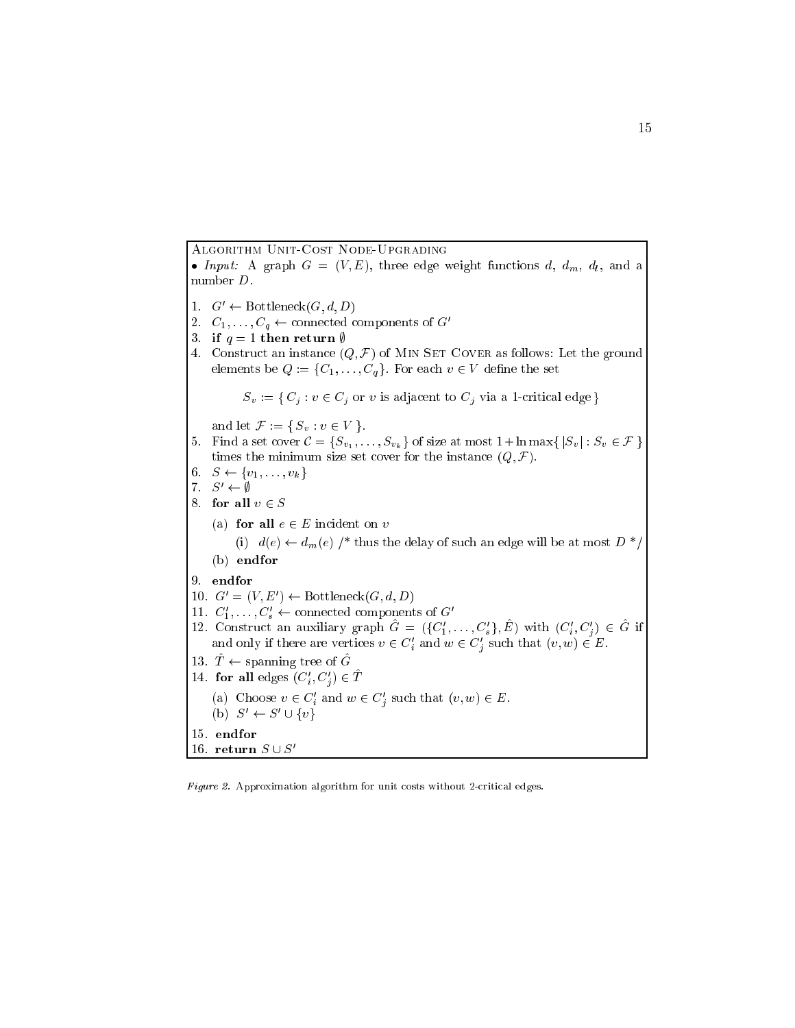Algorithm Unit-Cost Node-Upgrading

• *Input:* A graph $G = (V, E)$, three edge weight functions $d$, $d_m$, $d_\ell$, and a number $D$.

1. $G' \leftarrow \text{Bottleneck}(G, d, D)$
2. $C_1, \ldots, C_q \leftarrow$ connected components of $G'$
3. **if** $q = 1$ **then return** $\emptyset$
4. Construct an instance $(Q, \mathcal{F})$ of Min Set Cover as follows: Let the ground elements be $Q := \{C_1, \ldots, C_q\}$. For each $v \in V$ define the set

   $$S_v := \{\, C_j : v \in C_j \text{ or } v \text{ is adjacent to } C_j \text{ via a 1-critical edge} \,\}$$

   and let $\mathcal{F} := \{\, S_v : v \in V \,\}$.
5. Find a set cover $\mathcal{C} = \{S_{v_1}, \ldots, S_{v_k}\}$ of size at most $1 + \ln \max\{\, |S_v| : S_v \in \mathcal{F} \,\}$ times the minimum size set cover for the instance $(Q, \mathcal{F})$.
6. $S \leftarrow \{v_1, \ldots, v_k\}$
7. $S' \leftarrow \emptyset$
8. **for all** $v \in S$
   - (a) **for all** $e \in E$ incident on $v$
     - (i) $d(e) \leftarrow d_m(e)$ /* thus the delay of such an edge will be at most $D$ */
   - (b) **endfor**
9. **endfor**
10. $G' = (V, E') \leftarrow \text{Bottleneck}(G, d, D)$
11. $C'_1, \ldots, C'_s \leftarrow$ connected components of $G'$
12. Construct an auxiliary graph $\hat{G} = (\{C'_1, \ldots, C'_s\}, \hat{E})$ with $(C'_i, C'_j) \in \hat{G}$ if and only if there are vertices $v \in C'_i$ and $w \in C'_j$ such that $(v, w) \in E$.
13. $\hat{T} \leftarrow$ spanning tree of $\hat{G}$
14. **for all** edges $(C'_i, C'_j) \in \hat{T}$
    - (a) Choose $v \in C'_i$ and $w \in C'_j$ such that $(v, w) \in E$.
    - (b) $S' \leftarrow S' \cup \{v\}$
15. **endfor**
16. **return** $S \cup S'$

*Figure 2.* Approximation algorithm for unit costs without 2-critical edges.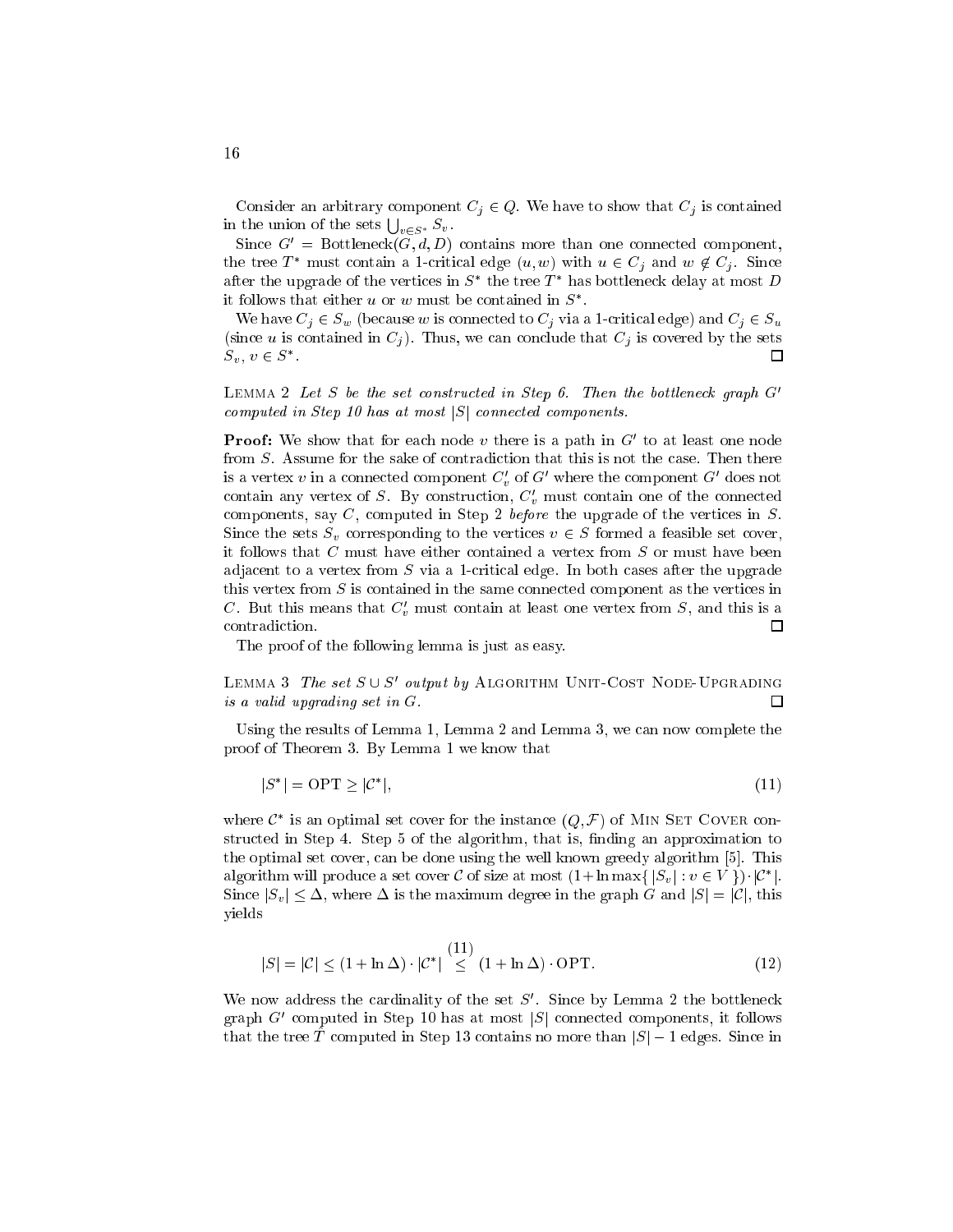Consider an arbitrary component $C_j \in Q$. We have to show that $C_j$ is contained in the union of the sets $\bigcup_{v \in S^*} S_v$.

Since $G' = \text{Bottleneck}(G, d, D)$ contains more than one connected component, the tree $T^*$ must contain a 1-critical edge $(u, w)$ with $u \in C_j$ and $w \notin C_j$. Since after the upgrade of the vertices in $S^*$ the tree $T^*$ has bottleneck delay at most $D$ it follows that either $u$ or $w$ must be contained in $S^*$.

We have $C_j \in S_w$ (because $w$ is connected to $C_j$ via a 1-critical edge) and $C_j \in S_u$ (since $u$ is contained in $C_j$). Thus, we can conclude that $C_j$ is covered by the sets $S_v$, $v \in S^*$. □

**Lemma 2** *Let $S$ be the set constructed in Step 6. Then the bottleneck graph $G'$ computed in Step 10 has at most $|S|$ connected components.*

**Proof:** We show that for each node $v$ there is a path in $G'$ to at least one node from $S$. Assume for the sake of contradiction that this is not the case. Then there is a vertex $v$ in a connected component $C'_v$ of $G'$ where the component $G'$ does not contain any vertex of $S$. By construction, $C'_v$ must contain one of the connected components, say $C$, computed in Step 2 *before* the upgrade of the vertices in $S$. Since the sets $S_v$ corresponding to the vertices $v \in S$ formed a feasible set cover, it follows that $C$ must have either contained a vertex from $S$ or must have been adjacent to a vertex from $S$ via a 1-critical edge. In both cases after the upgrade this vertex from $S$ is contained in the same connected component as the vertices in $C$. But this means that $C'_v$ must contain at least one vertex from $S$, and this is a contradiction. □

The proof of the following lemma is just as easy.

**Lemma 3** *The set $S \cup S'$ output by* Algorithm Unit-Cost Node-Upgrading *is a valid upgrading set in $G$.* □

Using the results of Lemma 1, Lemma 2 and Lemma 3, we can now complete the proof of Theorem 3. By Lemma 1 we know that

$$|S^*| = \text{OPT} \geq |\mathcal{C}^*|, \tag{11}$$

where $\mathcal{C}^*$ is an optimal set cover for the instance $(Q, \mathcal{F})$ of Min Set Cover constructed in Step 4. Step 5 of the algorithm, that is, finding an approximation to the optimal set cover, can be done using the well known greedy algorithm [5]. This algorithm will produce a set cover $\mathcal{C}$ of size at most $(1 + \ln \max\{\, |S_v| : v \in V \,\}) \cdot |\mathcal{C}^*|$. Since $|S_v| \leq \Delta$, where $\Delta$ is the maximum degree in the graph $G$ and $|S| = |\mathcal{C}|$, this yields

$$|S| = |\mathcal{C}| \leq (1 + \ln \Delta) \cdot |\mathcal{C}^*| \overset{(11)}{\leq} (1 + \ln \Delta) \cdot \text{OPT}. \tag{12}$$

We now address the cardinality of the set $S'$. Since by Lemma 2 the bottleneck graph $G'$ computed in Step 10 has at most $|S|$ connected components, it follows that the tree $\hat{T}$ computed in Step 13 contains no more than $|S| - 1$ edges. Since in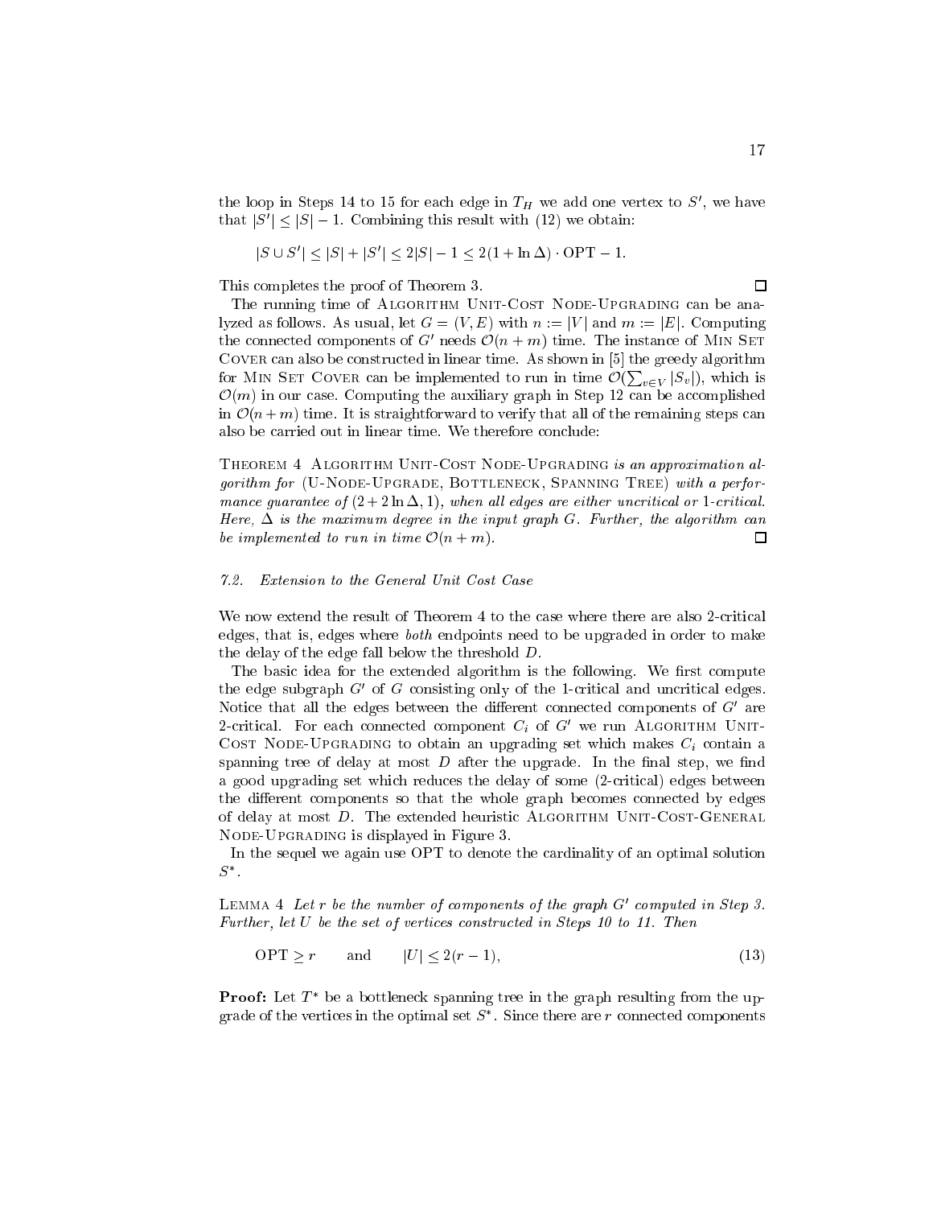the loop in Steps 14 to 15 for each edge in $T_H$ we add one vertex to $S'$, we have that $|S'| \leq |S| - 1$. Combining this result with (12) we obtain:

$$|S \cup S'| \leq |S| + |S'| \leq 2|S| - 1 \leq 2(1 + \ln \Delta) \cdot \mathrm{OPT} - 1.$$

This completes the proof of Theorem 3. □

The running time of Algorithm Unit-Cost Node-Upgrading can be analyzed as follows. As usual, let $G = (V, E)$ with $n := |V|$ and $m := |E|$. Computing the connected components of $G'$ needs $\mathcal{O}(n + m)$ time. The instance of Min Set Cover can also be constructed in linear time. As shown in [5] the greedy algorithm for Min Set Cover can be implemented to run in time $\mathcal{O}(\sum_{v \in V} |S_v|)$, which is $\mathcal{O}(m)$ in our case. Computing the auxiliary graph in Step 12 can be accomplished in $\mathcal{O}(n + m)$ time. It is straightforward to verify that all of the remaining steps can also be carried out in linear time. We therefore conclude:

Theorem 4 *Algorithm Unit-Cost Node-Upgrading is an approximation algorithm for* (U-Node-Upgrade, Bottleneck, Spanning Tree) *with a performance guarantee of* $(2 + 2 \ln \Delta, 1)$*, when all edges are either uncritical or 1-critical. Here,* $\Delta$ *is the maximum degree in the input graph* $G$*. Further, the algorithm can be implemented to run in time* $\mathcal{O}(n + m)$*.* □

### 7.2. *Extension to the General Unit Cost Case*

We now extend the result of Theorem 4 to the case where there are also 2-critical edges, that is, edges where *both* endpoints need to be upgraded in order to make the delay of the edge fall below the threshold $D$.

The basic idea for the extended algorithm is the following. We first compute the edge subgraph $G'$ of $G$ consisting only of the 1-critical and uncritical edges. Notice that all the edges between the different connected components of $G'$ are 2-critical. For each connected component $C_i$ of $G'$ we run Algorithm Unit-Cost Node-Upgrading to obtain an upgrading set which makes $C_i$ contain a spanning tree of delay at most $D$ after the upgrade. In the final step, we find a good upgrading set which reduces the delay of some (2-critical) edges between the different components so that the whole graph becomes connected by edges of delay at most $D$. The extended heuristic Algorithm Unit-Cost-General Node-Upgrading is displayed in Figure 3.

In the sequel we again use OPT to denote the cardinality of an optimal solution $S^*$.

Lemma 4 *Let* $r$ *be the number of components of the graph* $G'$ *computed in Step 3. Further, let* $U$ *be the set of vertices constructed in Steps 10 to 11. Then*

$$\mathrm{OPT} \geq r \qquad \text{and} \qquad |U| \leq 2(r - 1), \tag{13}$$

**Proof:** Let $T^*$ be a bottleneck spanning tree in the graph resulting from the upgrade of the vertices in the optimal set $S^*$. Since there are $r$ connected components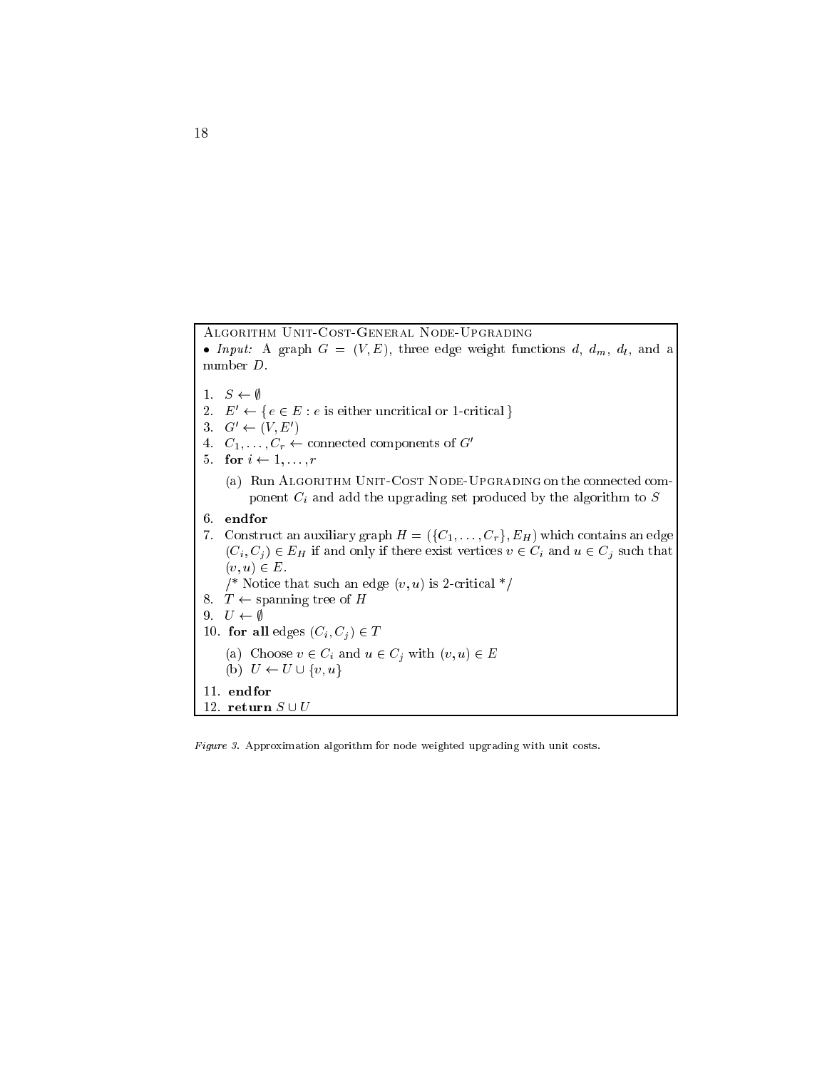Algorithm Unit-Cost-General Node-Upgrading

• *Input:* A graph $G = (V, E)$, three edge weight functions $d$, $d_m$, $d_l$, and a number $D$.

1. $S \leftarrow \emptyset$
2. $E' \leftarrow \{e \in E : e$ is either uncritical or 1-critical$\}$
3. $G' \leftarrow (V, E')$
4. $C_1, \ldots, C_r \leftarrow$ connected components of $G'$
5. **for** $i \leftarrow 1, \ldots, r$
   (a) Run Algorithm Unit-Cost Node-Upgrading on the connected component $C_i$ and add the upgrading set produced by the algorithm to $S$
6. **endfor**
7. Construct an auxiliary graph $H = (\{C_1, \ldots, C_r\}, E_H)$ which contains an edge $(C_i, C_j) \in E_H$ if and only if there exist vertices $v \in C_i$ and $u \in C_j$ such that $(v, u) \in E$.
   /* Notice that such an edge $(v, u)$ is 2-critical */
8. $T \leftarrow$ spanning tree of $H$
9. $U \leftarrow \emptyset$
10. **for all** edges $(C_i, C_j) \in T$
    (a) Choose $v \in C_i$ and $u \in C_j$ with $(v, u) \in E$
    (b) $U \leftarrow U \cup \{v, u\}$
11. **endfor**
12. **return** $S \cup U$

*Figure 3.* Approximation algorithm for node weighted upgrading with unit costs.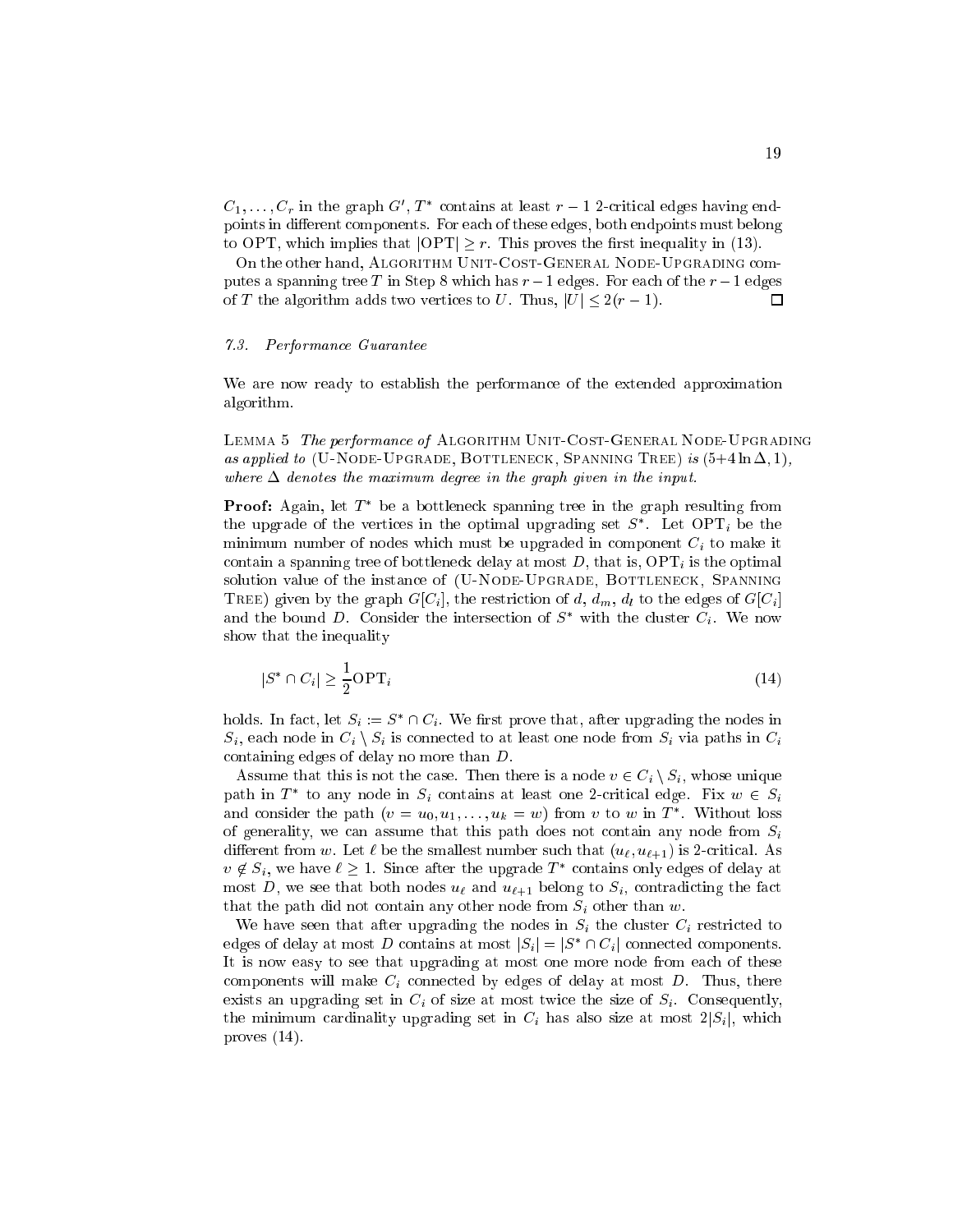$C_1, \ldots, C_r$ in the graph $G'$, $T^*$ contains at least $r-1$ 2-critical edges having endpoints in different components. For each of these edges, both endpoints must belong to OPT, which implies that $|\mathrm{OPT}| \geq r$. This proves the first inequality in (13).

On the other hand, Algorithm Unit-Cost-General Node-Upgrading computes a spanning tree $T$ in Step 8 which has $r-1$ edges. For each of the $r-1$ edges of $T$ the algorithm adds two vertices to $U$. Thus, $|U| \leq 2(r-1)$. □

### 7.3. Performance Guarantee

We are now ready to establish the performance of the extended approximation algorithm.

Lemma 5 *The performance of* Algorithm Unit-Cost-General Node-Upgrading *as applied to* (U-Node-Upgrade, Bottleneck, Spanning Tree) *is* $(5{+}4\ln\Delta, 1)$, *where* $\Delta$ *denotes the maximum degree in the graph given in the input.*

**Proof:** Again, let $T^*$ be a bottleneck spanning tree in the graph resulting from the upgrade of the vertices in the optimal upgrading set $S^*$. Let $\mathrm{OPT}_i$ be the minimum number of nodes which must be upgraded in component $C_i$ to make it contain a spanning tree of bottleneck delay at most $D$, that is, $\mathrm{OPT}_i$ is the optimal solution value of the instance of (U-Node-Upgrade, Bottleneck, Spanning Tree) given by the graph $G[C_i]$, the restriction of $d$, $d_m$, $d_l$ to the edges of $G[C_i]$ and the bound $D$. Consider the intersection of $S^*$ with the cluster $C_i$. We now show that the inequality

$$|S^* \cap C_i| \geq \frac{1}{2}\mathrm{OPT}_i \tag{14}$$

holds. In fact, let $S_i := S^* \cap C_i$. We first prove that, after upgrading the nodes in $S_i$, each node in $C_i \setminus S_i$ is connected to at least one node from $S_i$ via paths in $C_i$ containing edges of delay no more than $D$.

Assume that this is not the case. Then there is a node $v \in C_i \setminus S_i$, whose unique path in $T^*$ to any node in $S_i$ contains at least one 2-critical edge. Fix $w \in S_i$ and consider the path $(v = u_0, u_1, \ldots, u_k = w)$ from $v$ to $w$ in $T^*$. Without loss of generality, we can assume that this path does not contain any node from $S_i$ different from $w$. Let $\ell$ be the smallest number such that $(u_\ell, u_{\ell+1})$ is 2-critical. As $v \notin S_i$, we have $\ell \geq 1$. Since after the upgrade $T^*$ contains only edges of delay at most $D$, we see that both nodes $u_\ell$ and $u_{\ell+1}$ belong to $S_i$, contradicting the fact that the path did not contain any other node from $S_i$ other than $w$.

We have seen that after upgrading the nodes in $S_i$ the cluster $C_i$ restricted to edges of delay at most $D$ contains at most $|S_i| = |S^* \cap C_i|$ connected components. It is now easy to see that upgrading at most one more node from each of these components will make $C_i$ connected by edges of delay at most $D$. Thus, there exists an upgrading set in $C_i$ of size at most twice the size of $S_i$. Consequently, the minimum cardinality upgrading set in $C_i$ has also size at most $2|S_i|$, which proves (14).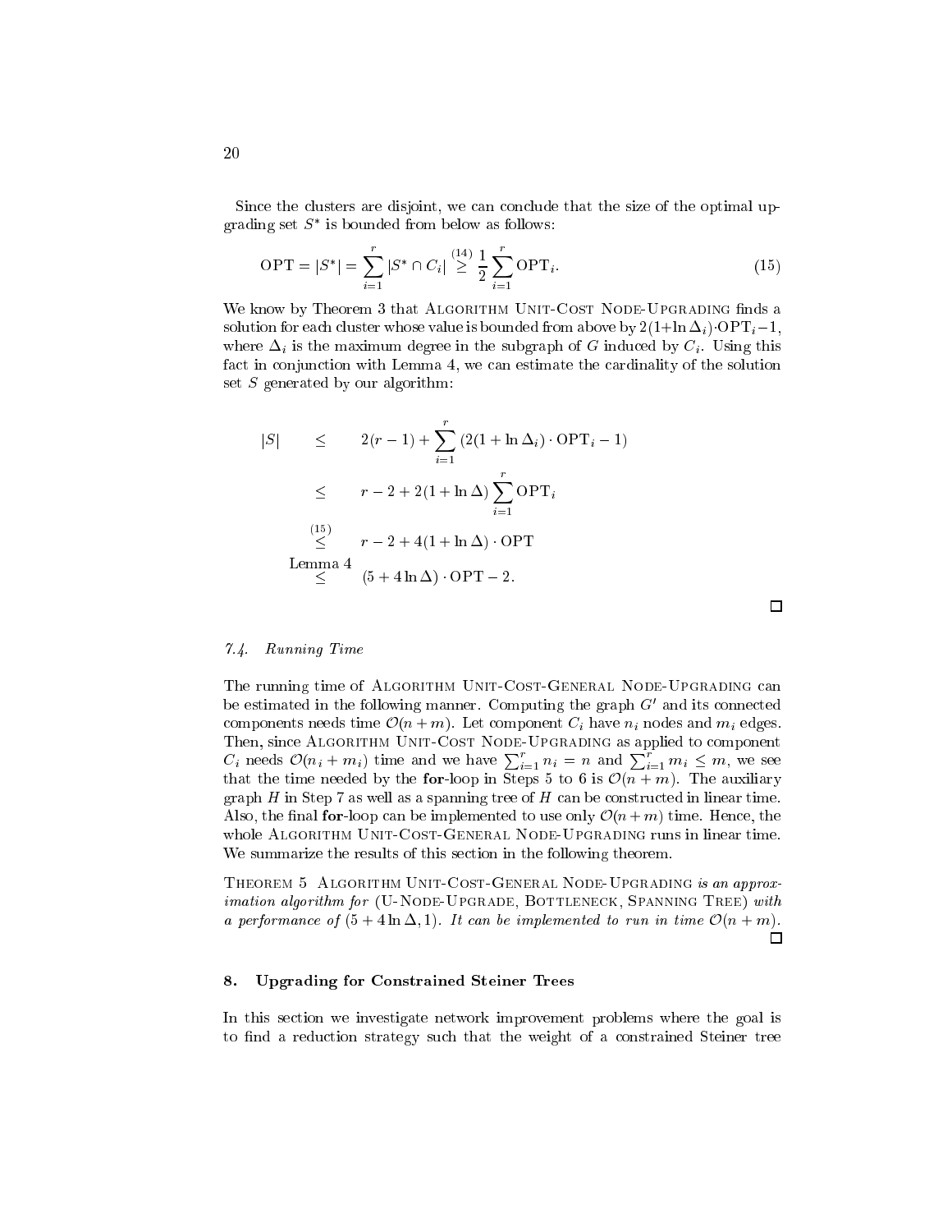Since the clusters are disjoint, we can conclude that the size of the optimal upgrading set $S^*$ is bounded from below as follows:

$$\mathrm{OPT} = |S^*| = \sum_{i=1}^{r} |S^* \cap C_i| \overset{(14)}{\geq} \frac{1}{2} \sum_{i=1}^{r} \mathrm{OPT}_i. \tag{15}$$

We know by Theorem 3 that Algorithm Unit-Cost Node-Upgrading finds a solution for each cluster whose value is bounded from above by $2(1+\ln \Delta_i)\cdot \mathrm{OPT}_i - 1$, where $\Delta_i$ is the maximum degree in the subgraph of $G$ induced by $C_i$. Using this fact in conjunction with Lemma 4, we can estimate the cardinality of the solution set $S$ generated by our algorithm:

$$\begin{aligned}
|S| \quad & \leq \quad 2(r-1) + \sum_{i=1}^{r} \left(2(1+\ln \Delta_i)\cdot \mathrm{OPT}_i - 1\right) \\
& \leq \quad r - 2 + 2(1+\ln \Delta) \sum_{i=1}^{r} \mathrm{OPT}_i \\
& \overset{(15)}{\leq} \quad r - 2 + 4(1+\ln \Delta)\cdot \mathrm{OPT} \\
& \overset{\text{Lemma 4}}{\leq} \quad (5 + 4\ln \Delta)\cdot \mathrm{OPT} - 2.
\end{aligned}$$

□

### 7.4. *Running Time*

The running time of Algorithm Unit-Cost-General Node-Upgrading can be estimated in the following manner. Computing the graph $G'$ and its connected components needs time $\mathcal{O}(n+m)$. Let component $C_i$ have $n_i$ nodes and $m_i$ edges. Then, since Algorithm Unit-Cost Node-Upgrading as applied to component $C_i$ needs $\mathcal{O}(n_i + m_i)$ time and we have $\sum_{i=1}^{r} n_i = n$ and $\sum_{i=1}^{r} m_i \leq m$, we see that the time needed by the **for**-loop in Steps 5 to 6 is $\mathcal{O}(n+m)$. The auxiliary graph $H$ in Step 7 as well as a spanning tree of $H$ can be constructed in linear time. Also, the final **for**-loop can be implemented to use only $\mathcal{O}(n+m)$ time. Hence, the whole Algorithm Unit-Cost-General Node-Upgrading runs in linear time. We summarize the results of this section in the following theorem.

Theorem 5 *Algorithm Unit-Cost-General Node-Upgrading is an approximation algorithm for* (U-Node-Upgrade, Bottleneck, Spanning Tree) *with a performance of* $(5 + 4\ln \Delta, 1)$. *It can be implemented to run in time* $\mathcal{O}(n+m)$.

□

## 8. Upgrading for Constrained Steiner Trees

In this section we investigate network improvement problems where the goal is to find a reduction strategy such that the weight of a constrained Steiner tree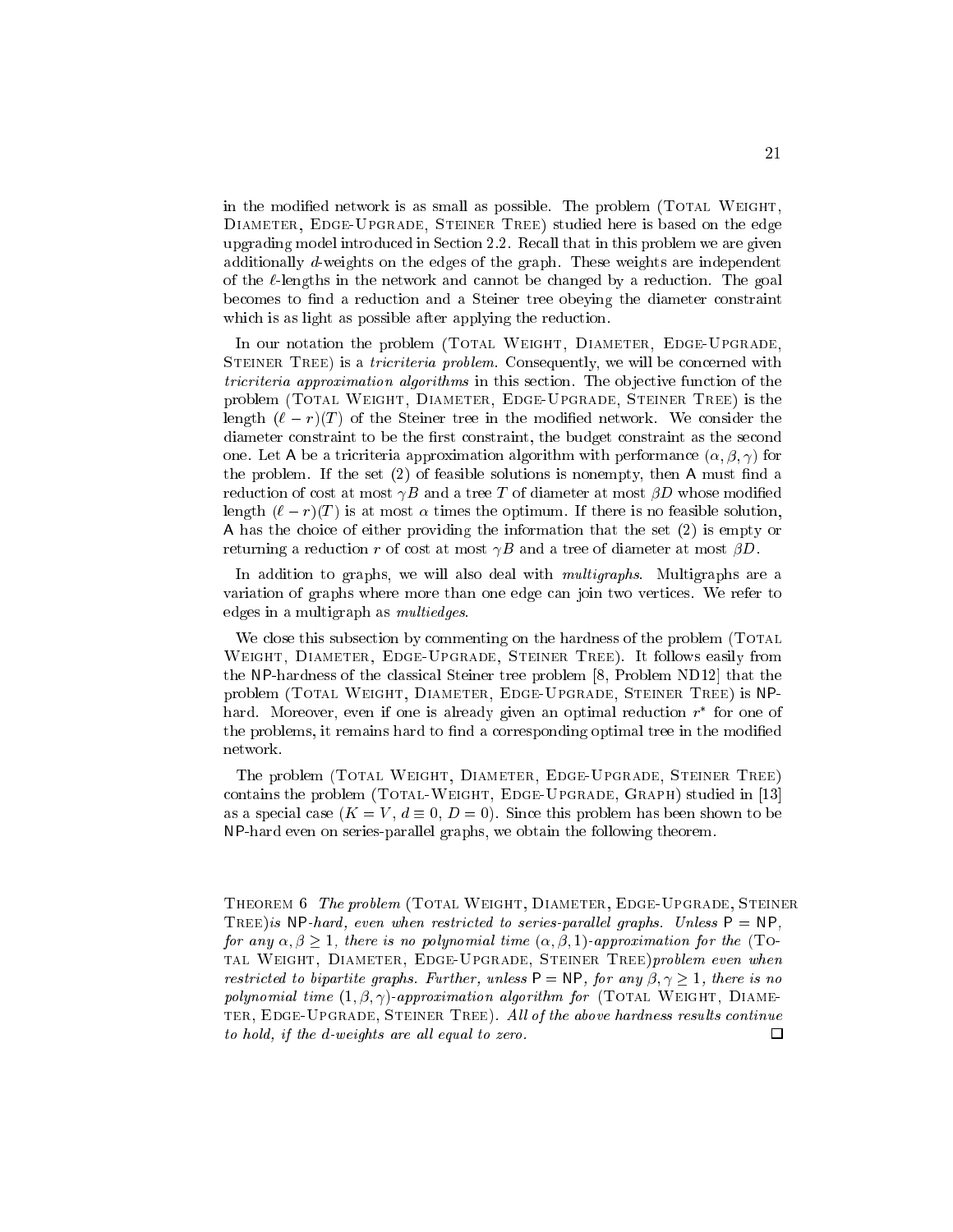in the modified network is as small as possible. The problem (Total Weight, Diameter, Edge-Upgrade, Steiner Tree) studied here is based on the edge upgrading model introduced in Section 2.2. Recall that in this problem we are given additionally $d$-weights on the edges of the graph. These weights are independent of the $\ell$-lengths in the network and cannot be changed by a reduction. The goal becomes to find a reduction and a Steiner tree obeying the diameter constraint which is as light as possible after applying the reduction.

In our notation the problem (Total Weight, Diameter, Edge-Upgrade, Steiner Tree) is a *tricriteria problem*. Consequently, we will be concerned with *tricriteria approximation algorithms* in this section. The objective function of the problem (Total Weight, Diameter, Edge-Upgrade, Steiner Tree) is the length $(\ell - r)(T)$ of the Steiner tree in the modified network. We consider the diameter constraint to be the first constraint, the budget constraint as the second one. Let A be a tricriteria approximation algorithm with performance $(\alpha, \beta, \gamma)$ for the problem. If the set (2) of feasible solutions is nonempty, then A must find a reduction of cost at most $\gamma B$ and a tree $T$ of diameter at most $\beta D$ whose modified length $(\ell - r)(T)$ is at most $\alpha$ times the optimum. If there is no feasible solution, A has the choice of either providing the information that the set (2) is empty or returning a reduction $r$ of cost at most $\gamma B$ and a tree of diameter at most $\beta D$.

In addition to graphs, we will also deal with *multigraphs*. Multigraphs are a variation of graphs where more than one edge can join two vertices. We refer to edges in a multigraph as *multiedges*.

We close this subsection by commenting on the hardness of the problem (Total Weight, Diameter, Edge-Upgrade, Steiner Tree). It follows easily from the NP-hardness of the classical Steiner tree problem [8, Problem ND12] that the problem (Total Weight, Diameter, Edge-Upgrade, Steiner Tree) is NP-hard. Moreover, even if one is already given an optimal reduction $r^*$ for one of the problems, it remains hard to find a corresponding optimal tree in the modified network.

The problem (Total Weight, Diameter, Edge-Upgrade, Steiner Tree) contains the problem (Total-Weight, Edge-Upgrade, Graph) studied in [13] as a special case ($K = V$, $d \equiv 0$, $D = 0$). Since this problem has been shown to be NP-hard even on series-parallel graphs, we obtain the following theorem.

Theorem 6 *The problem* (Total Weight, Diameter, Edge-Upgrade, Steiner Tree)*is* NP*-hard, even when restricted to series-parallel graphs. Unless* P = NP*, for any* $\alpha, \beta \geq 1$*, there is no polynomial time* $(\alpha, \beta, 1)$*-approximation for the* (Total Weight, Diameter, Edge-Upgrade, Steiner Tree)*problem even when restricted to bipartite graphs. Further, unless* P = NP*, for any* $\beta, \gamma \geq 1$*, there is no polynomial time* $(1, \beta, \gamma)$*-approximation algorithm for* (Total Weight, Diameter, Edge-Upgrade, Steiner Tree)*. All of the above hardness results continue to hold, if the* $d$*-weights are all equal to zero.* □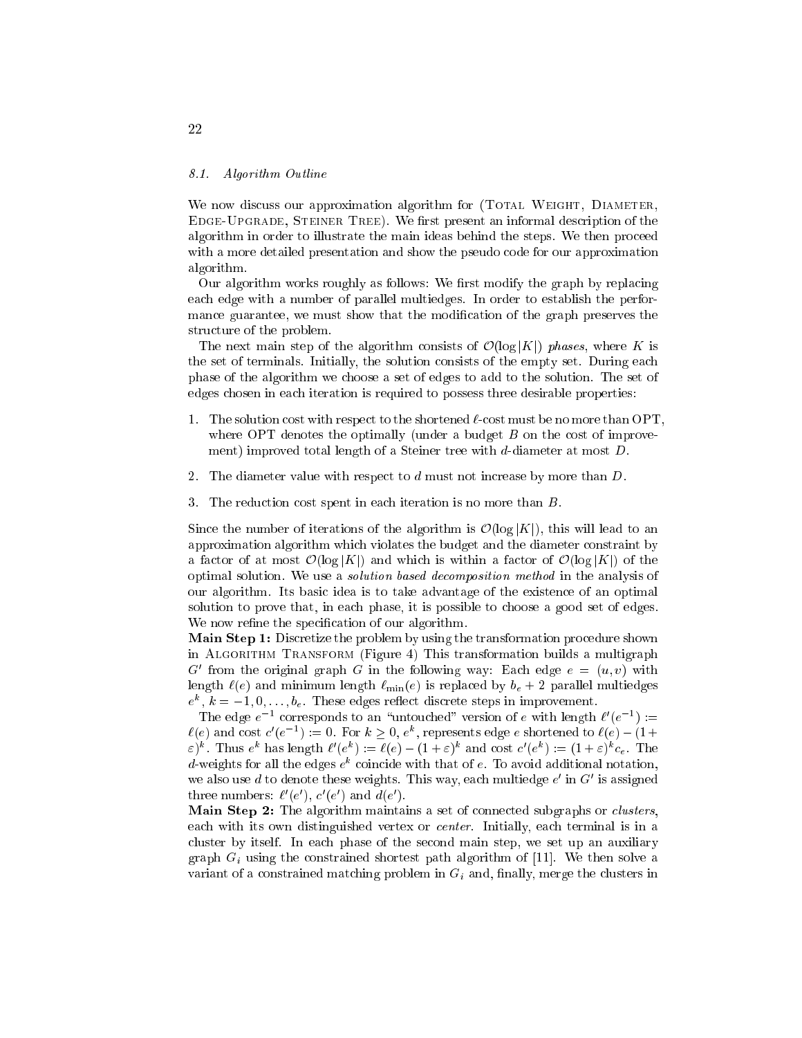### 8.1. Algorithm Outline

We now discuss our approximation algorithm for (Total Weight, Diameter, Edge-Upgrade, Steiner Tree). We first present an informal description of the algorithm in order to illustrate the main ideas behind the steps. We then proceed with a more detailed presentation and show the pseudo code for our approximation algorithm.

Our algorithm works roughly as follows: We first modify the graph by replacing each edge with a number of parallel multiedges. In order to establish the performance guarantee, we must show that the modification of the graph preserves the structure of the problem.

The next main step of the algorithm consists of $\mathcal{O}(\log |K|)$ *phases*, where $K$ is the set of terminals. Initially, the solution consists of the empty set. During each phase of the algorithm we choose a set of edges to add to the solution. The set of edges chosen in each iteration is required to possess three desirable properties:

1. The solution cost with respect to the shortened $\ell$-cost must be no more than OPT, where OPT denotes the optimally (under a budget $B$ on the cost of improvement) improved total length of a Steiner tree with $d$-diameter at most $D$.
2. The diameter value with respect to $d$ must not increase by more than $D$.
3. The reduction cost spent in each iteration is no more than $B$.

Since the number of iterations of the algorithm is $\mathcal{O}(\log |K|)$, this will lead to an approximation algorithm which violates the budget and the diameter constraint by a factor of at most $\mathcal{O}(\log |K|)$ and which is within a factor of $\mathcal{O}(\log |K|)$ of the optimal solution. We use a *solution based decomposition method* in the analysis of our algorithm. Its basic idea is to take advantage of the existence of an optimal solution to prove that, in each phase, it is possible to choose a good set of edges. We now refine the specification of our algorithm.

**Main Step 1:** Discretize the problem by using the transformation procedure shown in Algorithm Transform (Figure 4) This transformation builds a multigraph $G'$ from the original graph $G$ in the following way: Each edge $e = (u, v)$ with length $\ell(e)$ and minimum length $\ell_{\min}(e)$ is replaced by $b_e + 2$ parallel multiedges $e^k$, $k = -1, 0, \ldots, b_e$. These edges reflect discrete steps in improvement.

The edge $e^{-1}$ corresponds to an "untouched" version of $e$ with length $\ell'(e^{-1}) := \ell(e)$ and cost $c'(e^{-1}) := 0$. For $k \geq 0$, $e^k$, represents edge $e$ shortened to $\ell(e) - (1+\varepsilon)^k$. Thus $e^k$ has length $\ell'(e^k) := \ell(e) - (1+\varepsilon)^k$ and cost $c'(e^k) := (1+\varepsilon)^k c_e$. The $d$-weights for all the edges $e^k$ coincide with that of $e$. To avoid additional notation, we also use $d$ to denote these weights. This way, each multiedge $e'$ in $G'$ is assigned three numbers: $\ell'(e')$, $c'(e')$ and $d(e')$.

**Main Step 2:** The algorithm maintains a set of connected subgraphs or *clusters*, each with its own distinguished vertex or *center*. Initially, each terminal is in a cluster by itself. In each phase of the second main step, we set up an auxiliary graph $G_i$ using the constrained shortest path algorithm of [11]. We then solve a variant of a constrained matching problem in $G_i$ and, finally, merge the clusters in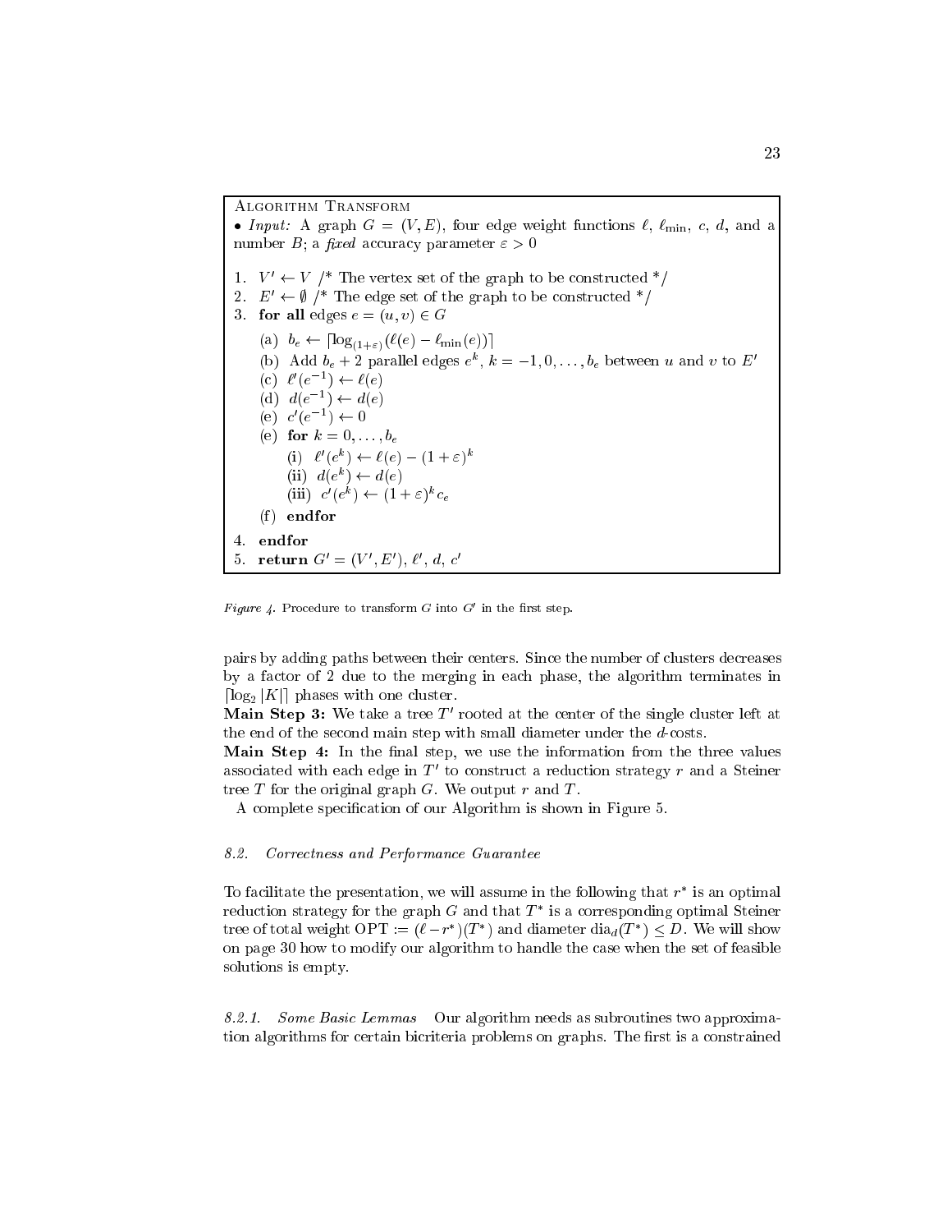```
ALGORITHM TRANSFORM
• Input: A graph G = (V, E), four edge weight functions ℓ, ℓ_min, c, d, and a
  number B; a fixed accuracy parameter ε > 0

1. V' ← V /* The vertex set of the graph to be constructed */
2. E' ← ∅ /* The edge set of the graph to be constructed */
3. for all edges e = (u, v) ∈ G
   (a) b_e ← ⌈log_(1+ε)(ℓ(e) − ℓ_min(e))⌉
   (b) Add b_e + 2 parallel edges e^k, k = −1, 0, ..., b_e between u and v to E'
   (c) ℓ'(e^−1) ← ℓ(e)
   (d) d(e^−1) ← d(e)
   (e) c'(e^−1) ← 0
   (e) for k = 0, ..., b_e
       (i) ℓ'(e^k) ← ℓ(e) − (1 + ε)^k
       (ii) d(e^k) ← d(e)
       (iii) c'(e^k) ← (1 + ε)^k c_e
   (f) endfor
4. endfor
5. return G' = (V', E'), ℓ', d, c'
```

*Figure 4.* Procedure to transform $G$ into $G'$ in the first step.

pairs by adding paths between their centers. Since the number of clusters decreases by a factor of 2 due to the merging in each phase, the algorithm terminates in $\lceil \log_2 |K| \rceil$ phases with one cluster.

**Main Step 3:** We take a tree $T'$ rooted at the center of the single cluster left at the end of the second main step with small diameter under the $d$-costs.

**Main Step 4:** In the final step, we use the information from the three values associated with each edge in $T'$ to construct a reduction strategy $r$ and a Steiner tree $T$ for the original graph $G$. We output $r$ and $T$.

A complete specification of our Algorithm is shown in Figure 5.

### 8.2. *Correctness and Performance Guarantee*

To facilitate the presentation, we will assume in the following that $r^*$ is an optimal reduction strategy for the graph $G$ and that $T^*$ is a corresponding optimal Steiner tree of total weight $\mathrm{OPT} := (\ell - r^*)(T^*)$ and diameter $\mathrm{dia}_d(T^*) \leq D$. We will show on page 30 how to modify our algorithm to handle the case when the set of feasible solutions is empty.

#### 8.2.1. *Some Basic Lemmas*

Our algorithm needs as subroutines two approximation algorithms for certain bicriteria problems on graphs. The first is a constrained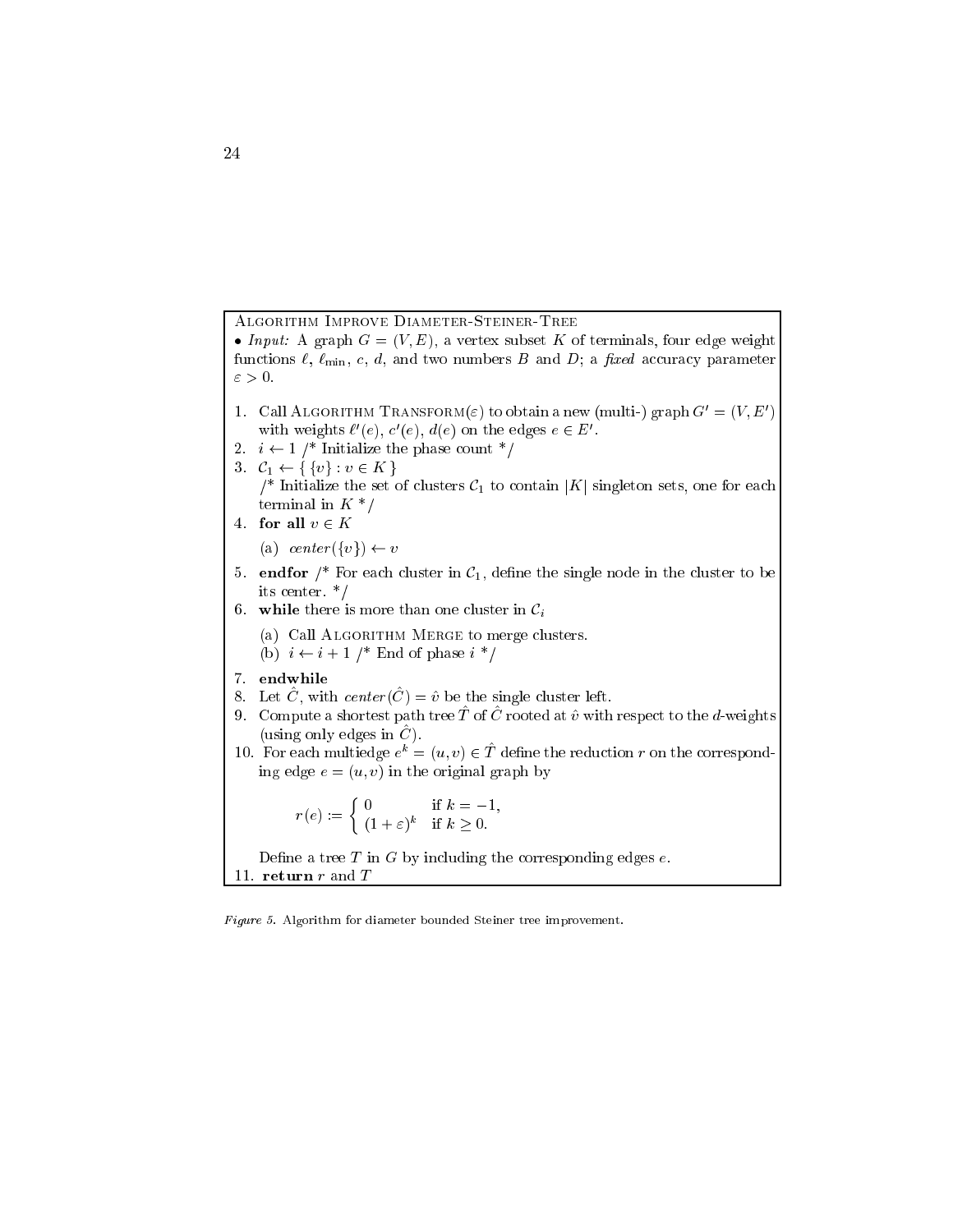Algorithm Improve Diameter-Steiner-Tree

- *Input:* A graph $G = (V, E)$, a vertex subset $K$ of terminals, four edge weight functions $\ell$, $\ell_{\min}$, $c$, $d$, and two numbers $B$ and $D$; a *fixed* accuracy parameter $\varepsilon > 0$.

1. Call Algorithm Transform($\varepsilon$) to obtain a new (multi-) graph $G' = (V, E')$ with weights $\ell'(e)$, $c'(e)$, $d(e)$ on the edges $e \in E'$.
2. $i \leftarrow 1$ /* Initialize the phase count */
3. $\mathcal{C}_1 \leftarrow \{ \{v\} : v \in K \}$
   /* Initialize the set of clusters $\mathcal{C}_1$ to contain $|K|$ singleton sets, one for each terminal in $K$ */
4. **for all** $v \in K$
   (a) $center(\{v\}) \leftarrow v$
5. **endfor** /* For each cluster in $\mathcal{C}_1$, define the single node in the cluster to be its center. */
6. **while** there is more than one cluster in $\mathcal{C}_i$
   (a) Call Algorithm Merge to merge clusters.
   (b) $i \leftarrow i + 1$ /* End of phase $i$ */
7. **endwhile**
8. Let $\hat{C}$, with $center(\hat{C}) = \hat{v}$ be the single cluster left.
9. Compute a shortest path tree $\hat{T}$ of $\hat{C}$ rooted at $\hat{v}$ with respect to the $d$-weights (using only edges in $\hat{C}$).
10. For each multiedge $e^k = (u, v) \in \hat{T}$ define the reduction $r$ on the corresponding edge $e = (u, v)$ in the original graph by

$$r(e) := \begin{cases} 0 & \text{if } k = -1, \\ (1+\varepsilon)^k & \text{if } k \geq 0. \end{cases}$$

    Define a tree $T$ in $G$ by including the corresponding edges $e$.
11. **return** $r$ and $T$

*Figure 5.* Algorithm for diameter bounded Steiner tree improvement.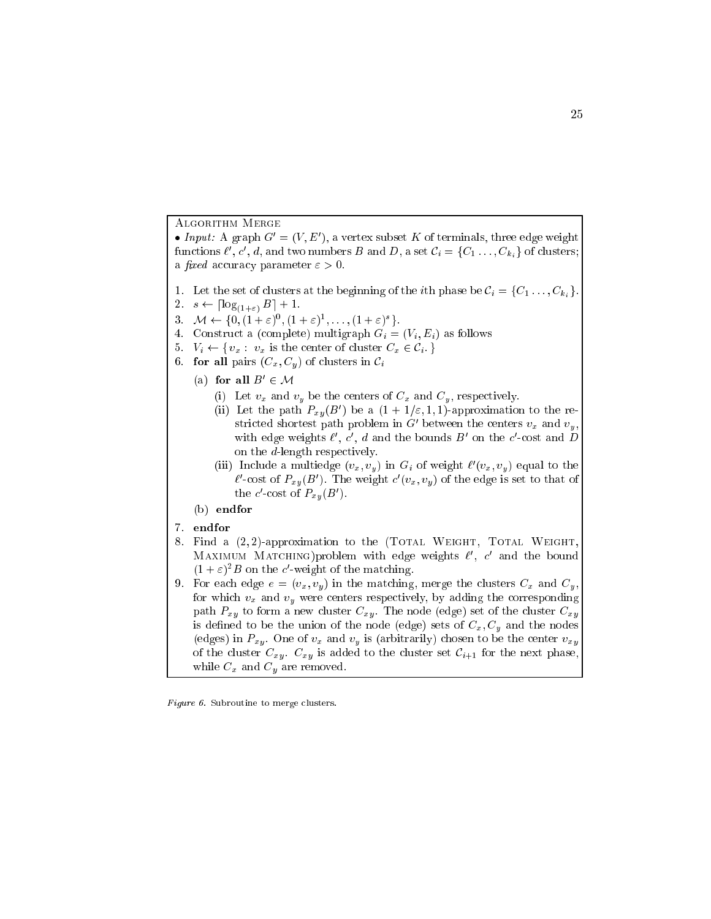**Algorithm Merge**

• *Input:* A graph $G' = (V, E')$, a vertex subset $K$ of terminals, three edge weight functions $\ell'$, $c'$, $d$, and two numbers $B$ and $D$, a set $\mathcal{C}_i = \{C_1 \ldots, C_{k_i}\}$ of clusters; a *fixed* accuracy parameter $\varepsilon > 0$.

1. Let the set of clusters at the beginning of the $i$th phase be $\mathcal{C}_i = \{C_1 \ldots, C_{k_i}\}$.
2. $s \leftarrow \lceil \log_{(1+\varepsilon)} B \rceil + 1$.
3. $\mathcal{M} \leftarrow \{0, (1+\varepsilon)^0, (1+\varepsilon)^1, \ldots, (1+\varepsilon)^s\}$.
4. Construct a (complete) multigraph $G_i = (V_i, E_i)$ as follows
5. $V_i \leftarrow \{v_x : v_x \text{ is the center of cluster } C_x \in \mathcal{C}_i.\}$
6. **for all** pairs $(C_x, C_y)$ of clusters in $\mathcal{C}_i$
   (a) **for all** $B' \in \mathcal{M}$
      (i) Let $v_x$ and $v_y$ be the centers of $C_x$ and $C_y$, respectively.
      (ii) Let the path $P_{xy}(B')$ be a $(1 + 1/\varepsilon, 1, 1)$-approximation to the restricted shortest path problem in $G'$ between the centers $v_x$ and $v_y$, with edge weights $\ell'$, $c'$, $d$ and the bounds $B'$ on the $c'$-cost and $D$ on the $d$-length respectively.
      (iii) Include a multiedge $(v_x, v_y)$ in $G_i$ of weight $\ell'(v_x, v_y)$ equal to the $\ell'$-cost of $P_{xy}(B')$. The weight $c'(v_x, v_y)$ of the edge is set to that of the $c'$-cost of $P_{xy}(B')$.
   (b) **endfor**
7. **endfor**
8. Find a $(2, 2)$-approximation to the (Total Weight, Total Weight, Maximum Matching)problem with edge weights $\ell'$, $c'$ and the bound $(1+\varepsilon)^2 B$ on the $c'$-weight of the matching.
9. For each edge $e = (v_x, v_y)$ in the matching, merge the clusters $C_x$ and $C_y$, for which $v_x$ and $v_y$ were centers respectively, by adding the corresponding path $P_{xy}$ to form a new cluster $C_{xy}$. The node (edge) set of the cluster $C_{xy}$ is defined to be the union of the node (edge) sets of $C_x, C_y$ and the nodes (edges) in $P_{xy}$. One of $v_x$ and $v_y$ is (arbitrarily) chosen to be the center $v_{xy}$ of the cluster $C_{xy}$. $C_{xy}$ is added to the cluster set $\mathcal{C}_{i+1}$ for the next phase, while $C_x$ and $C_y$ are removed.

*Figure 6.* Subroutine to merge clusters.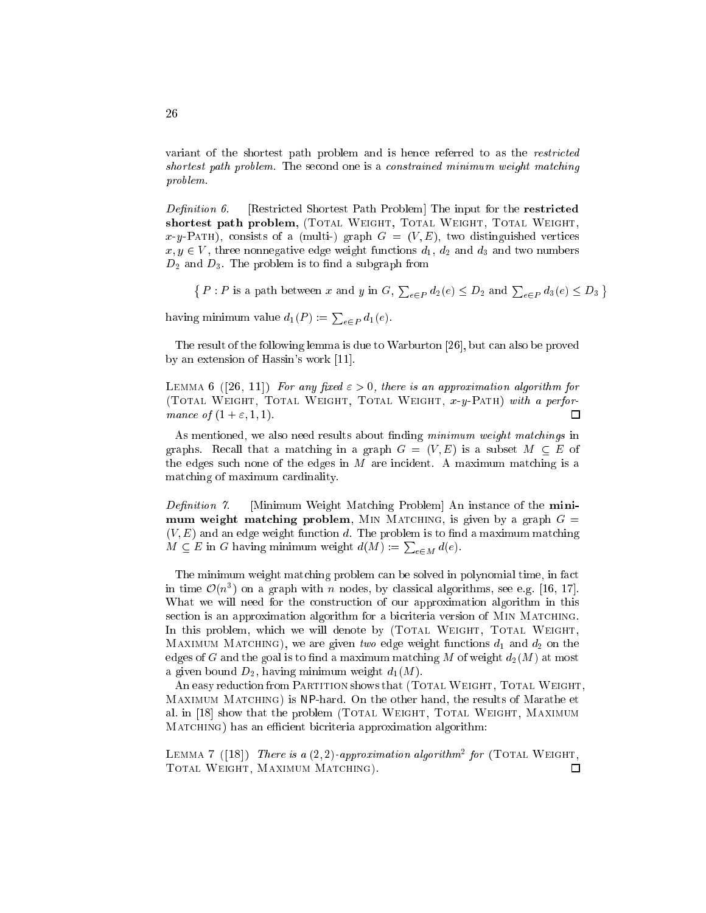variant of the shortest path problem and is hence referred to as the *restricted shortest path problem*. The second one is a *constrained minimum weight matching problem*.

*Definition 6.* [Restricted Shortest Path Problem] The input for the **restricted shortest path problem,** (Total Weight, Total Weight, Total Weight, $x$-$y$-Path), consists of a (multi-) graph $G = (V, E)$, two distinguished vertices $x, y \in V$, three nonnegative edge weight functions $d_1$, $d_2$ and $d_3$ and two numbers $D_2$ and $D_3$. The problem is to find a subgraph from

$$\left\{ P : P \text{ is a path between } x \text{ and } y \text{ in } G, \sum_{e \in P} d_2(e) \leq D_2 \text{ and } \sum_{e \in P} d_3(e) \leq D_3 \right\}$$

having minimum value $d_1(P) := \sum_{e \in P} d_1(e)$.

The result of the following lemma is due to Warburton [26], but can also be proved by an extension of Hassin's work [11].

Lemma 6 ([26, 11]) *For any fixed $\varepsilon > 0$, there is an approximation algorithm for* (Total Weight, Total Weight, Total Weight, $x$-$y$-Path) *with a performance of $(1 + \varepsilon, 1, 1)$.* □

As mentioned, we also need results about finding *minimum weight matchings* in graphs. Recall that a matching in a graph $G = (V, E)$ is a subset $M \subseteq E$ of the edges such none of the edges in $M$ are incident. A maximum matching is a matching of maximum cardinality.

*Definition 7.* [Minimum Weight Matching Problem] An instance of the **minimum weight matching problem**, Min Matching, is given by a graph $G = (V, E)$ and an edge weight function $d$. The problem is to find a maximum matching $M \subseteq E$ in $G$ having minimum weight $d(M) := \sum_{e \in M} d(e)$.

The minimum weight matching problem can be solved in polynomial time, in fact in time $\mathcal{O}(n^3)$ on a graph with $n$ nodes, by classical algorithms, see e.g. [16, 17]. What we will need for the construction of our approximation algorithm in this section is an approximation algorithm for a bicriteria version of Min Matching. In this problem, which we will denote by (Total Weight, Total Weight, Maximum Matching), we are given *two* edge weight functions $d_1$ and $d_2$ on the edges of $G$ and the goal is to find a maximum matching $M$ of weight $d_2(M)$ at most a given bound $D_2$, having minimum weight $d_1(M)$.

An easy reduction from Partition shows that (Total Weight, Total Weight, Maximum Matching) is NP-hard. On the other hand, the results of Marathe et al. in [18] show that the problem (Total Weight, Total Weight, Maximum Matching) has an efficient bicriteria approximation algorithm:

Lemma 7 ([18]) *There is a $(2, 2)$-approximation algorithm*[2] *for* (Total Weight, Total Weight, Maximum Matching). □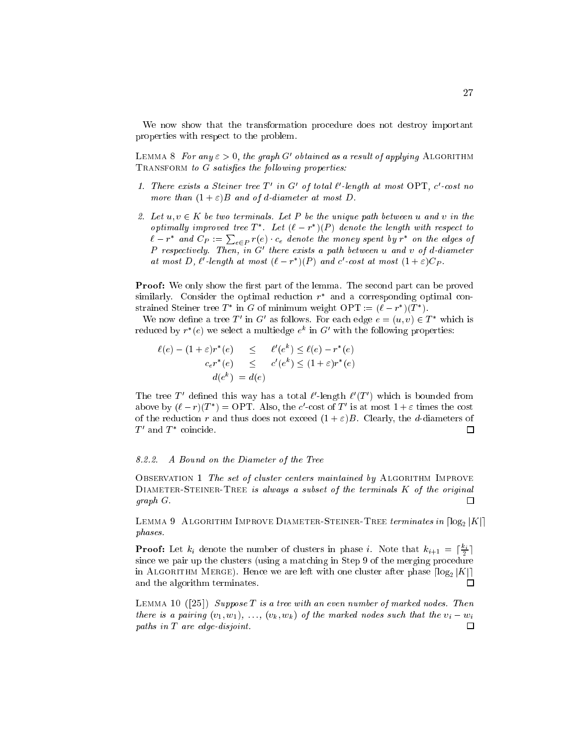We now show that the transformation procedure does not destroy important properties with respect to the problem.

LEMMA 8 *For any $\varepsilon > 0$, the graph $G'$ obtained as a result of applying* ALGORITHM TRANSFORM *to $G$ satisfies the following properties:*

1. *There exists a Steiner tree $T'$ in $G'$ of total $\ell'$-length at most OPT, $c'$-cost no more than $(1+\varepsilon)B$ and of $d$-diameter at most $D$.*
2. *Let $u, v \in K$ be two terminals. Let $P$ be the unique path between $u$ and $v$ in the optimally improved tree $T^*$. Let $(\ell - r^*)(P)$ denote the length with respect to $\ell - r^*$ and $C_P := \sum_{e \in P} r(e) \cdot c_e$ denote the money spent by $r^*$ on the edges of $P$ respectively. Then, in $G'$ there exists a path between $u$ and $v$ of $d$-diameter at most $D$, $\ell'$-length at most $(\ell - r^*)(P)$ and $c'$-cost at most $(1+\varepsilon)C_P$.*

**Proof:** We only show the first part of the lemma. The second part can be proved similarly. Consider the optimal reduction $r^*$ and a corresponding optimal constrained Steiner tree $T^*$ in $G$ of minimum weight $\text{OPT} := (\ell - r^*)(T^*)$.

We now define a tree $T'$ in $G'$ as follows. For each edge $e = (u, v) \in T^*$ which is reduced by $r^*(e)$ we select a multiedge $e^k$ in $G'$ with the following properties:

$$\begin{aligned} \ell(e) - (1+\varepsilon)r^*(e) \quad &\leq \quad \ell'(e^k) \leq \ell(e) - r^*(e) \\ c_e r^*(e) \quad &\leq \quad c'(e^k) \leq (1+\varepsilon)r^*(e) \\ d(e^k) \; &= d(e) \end{aligned}$$

The tree $T'$ defined this way has a total $\ell'$-length $\ell'(T')$ which is bounded from above by $(\ell - r)(T^*) = \text{OPT}$. Also, the $c'$-cost of $T'$ is at most $1+\varepsilon$ times the cost of the reduction $r$ and thus does not exceed $(1+\varepsilon)B$. Clearly, the $d$-diameters of $T'$ and $T^*$ coincide. □

### 8.2.2. A Bound on the Diameter of the Tree

OBSERVATION 1 *The set of cluster centers maintained by* ALGORITHM IMPROVE DIAMETER-STEINER-TREE *is always a subset of the terminals $K$ of the original graph $G$.* □

LEMMA 9 ALGORITHM IMPROVE DIAMETER-STEINER-TREE *terminates in $\lceil \log_2 |K| \rceil$ phases.*

**Proof:** Let $k_i$ denote the number of clusters in phase $i$. Note that $k_{i+1} = \lceil \frac{k_i}{2} \rceil$ since we pair up the clusters (using a matching in Step 9 of the merging procedure in ALGORITHM MERGE). Hence we are left with one cluster after phase $\lceil \log_2 |K| \rceil$ and the algorithm terminates. □

LEMMA 10 ([25]) *Suppose $T$ is a tree with an even number of marked nodes. Then there is a pairing $(v_1, w_1), \ldots, (v_k, w_k)$ of the marked nodes such that the $v_i - w_i$ paths in $T$ are edge-disjoint.* □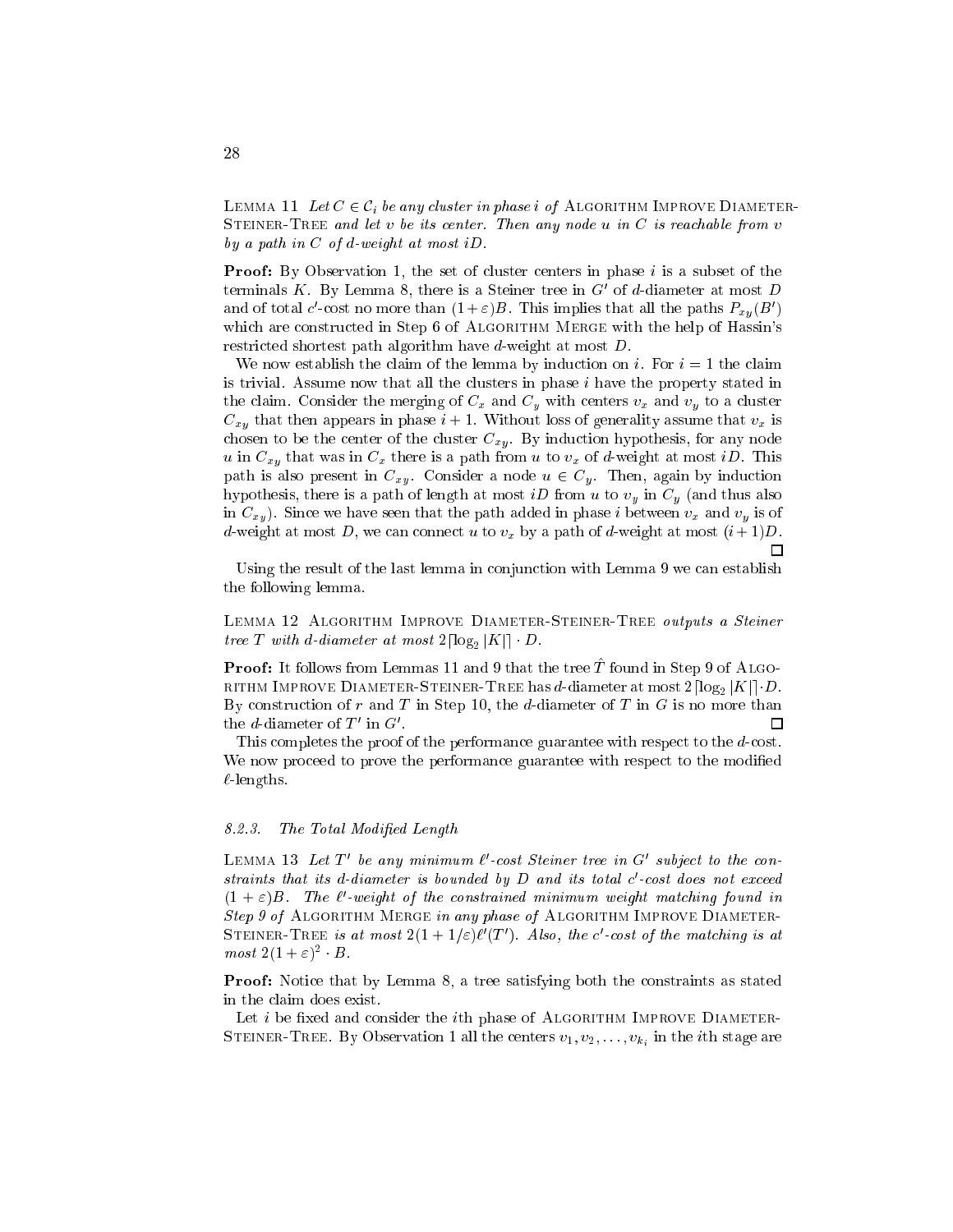LEMMA 11 *Let $C \in \mathcal{C}_i$ be any cluster in phase $i$ of* ALGORITHM IMPROVE DIAMETER-STEINER-TREE *and let $v$ be its center. Then any node $u$ in $C$ is reachable from $v$ by a path in $C$ of $d$-weight at most $iD$.*

**Proof:** By Observation 1, the set of cluster centers in phase $i$ is a subset of the terminals $K$. By Lemma 8, there is a Steiner tree in $G'$ of $d$-diameter at most $D$ and of total $c'$-cost no more than $(1+\varepsilon)B$. This implies that all the paths $P_{xy}(B')$ which are constructed in Step 6 of ALGORITHM MERGE with the help of Hassin's restricted shortest path algorithm have $d$-weight at most $D$.

We now establish the claim of the lemma by induction on $i$. For $i = 1$ the claim is trivial. Assume now that all the clusters in phase $i$ have the property stated in the claim. Consider the merging of $C_x$ and $C_y$ with centers $v_x$ and $v_y$ to a cluster $C_{xy}$ that then appears in phase $i+1$. Without loss of generality assume that $v_x$ is chosen to be the center of the cluster $C_{xy}$. By induction hypothesis, for any node $u$ in $C_{xy}$ that was in $C_x$ there is a path from $u$ to $v_x$ of $d$-weight at most $iD$. This path is also present in $C_{xy}$. Consider a node $u \in C_y$. Then, again by induction hypothesis, there is a path of length at most $iD$ from $u$ to $v_y$ in $C_y$ (and thus also in $C_{xy}$). Since we have seen that the path added in phase $i$ between $v_x$ and $v_y$ is of $d$-weight at most $D$, we can connect $u$ to $v_x$ by a path of $d$-weight at most $(i+1)D$. □

Using the result of the last lemma in conjunction with Lemma 9 we can establish the following lemma.

LEMMA 12 ALGORITHM IMPROVE DIAMETER-STEINER-TREE *outputs a Steiner tree $T$ with $d$-diameter at most $2\lceil \log_2 |K| \rceil \cdot D$.*

**Proof:** It follows from Lemmas 11 and 9 that the tree $\hat{T}$ found in Step 9 of ALGORITHM IMPROVE DIAMETER-STEINER-TREE has $d$-diameter at most $2\lceil \log_2 |K| \rceil \cdot D$. By construction of $r$ and $T$ in Step 10, the $d$-diameter of $T$ in $G$ is no more than the $d$-diameter of $T'$ in $G'$. □

This completes the proof of the performance guarantee with respect to the $d$-cost. We now proceed to prove the performance guarantee with respect to the modified $\ell$-lengths.

### 8.2.3. *The Total Modified Length*

LEMMA 13 *Let $T'$ be any minimum $\ell'$-cost Steiner tree in $G'$ subject to the constraints that its $d$-diameter is bounded by $D$ and its total $c'$-cost does not exceed $(1+\varepsilon)B$. The $\ell'$-weight of the constrained minimum weight matching found in Step 9 of* ALGORITHM MERGE *in any phase of* ALGORITHM IMPROVE DIAMETER-STEINER-TREE *is at most $2(1+1/\varepsilon)\ell'(T')$. Also, the $c'$-cost of the matching is at most $2(1+\varepsilon)^2 \cdot B$.*

**Proof:** Notice that by Lemma 8, a tree satisfying both the constraints as stated in the claim does exist.

Let $i$ be fixed and consider the $i$th phase of ALGORITHM IMPROVE DIAMETER-STEINER-TREE. By Observation 1 all the centers $v_1, v_2, \ldots, v_{k_i}$ in the $i$th stage are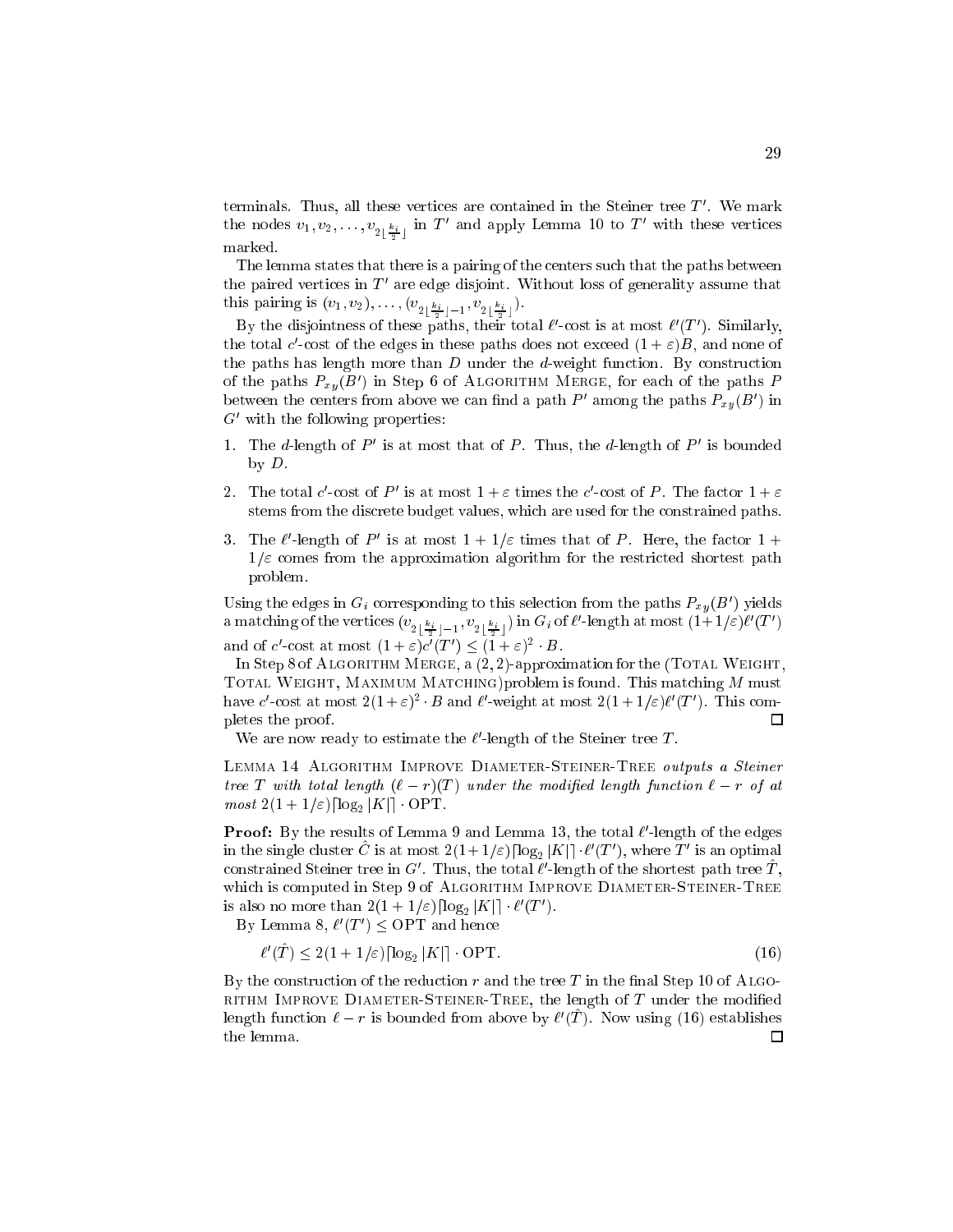terminals. Thus, all these vertices are contained in the Steiner tree $T'$. We mark the nodes $v_1, v_2, \ldots, v_{2\lfloor \frac{k_i}{2} \rfloor}$ in $T'$ and apply Lemma 10 to $T'$ with these vertices marked.

The lemma states that there is a pairing of the centers such that the paths between the paired vertices in $T'$ are edge disjoint. Without loss of generality assume that this pairing is $(v_1, v_2), \ldots, (v_{2\lfloor \frac{k_i}{2} \rfloor - 1}, v_{2\lfloor \frac{k_i}{2} \rfloor})$.

By the disjointness of these paths, their total $\ell'$-cost is at most $\ell'(T')$. Similarly, the total $c'$-cost of the edges in these paths does not exceed $(1+\varepsilon)B$, and none of the paths has length more than $D$ under the $d$-weight function. By construction of the paths $P_{xy}(B')$ in Step 6 of Algorithm Merge, for each of the paths $P$ between the centers from above we can find a path $P'$ among the paths $P_{xy}(B')$ in $G'$ with the following properties:

1. The $d$-length of $P'$ is at most that of $P$. Thus, the $d$-length of $P'$ is bounded by $D$.
2. The total $c'$-cost of $P'$ is at most $1+\varepsilon$ times the $c'$-cost of $P$. The factor $1+\varepsilon$ stems from the discrete budget values, which are used for the constrained paths.
3. The $\ell'$-length of $P'$ is at most $1 + 1/\varepsilon$ times that of $P$. Here, the factor $1 + 1/\varepsilon$ comes from the approximation algorithm for the restricted shortest path problem.

Using the edges in $G_i$ corresponding to this selection from the paths $P_{xy}(B')$ yields a matching of the vertices $(v_{2\lfloor \frac{k_i}{2} \rfloor - 1}, v_{2\lfloor \frac{k_i}{2} \rfloor})$ in $G_i$ of $\ell'$-length at most $(1+1/\varepsilon)\ell'(T')$ and of $c'$-cost at most $(1+\varepsilon)c'(T') \leq (1+\varepsilon)^2 \cdot B$.

In Step 8 of Algorithm Merge, a $(2,2)$-approximation for the (Total Weight, Total Weight, Maximum Matching)problem is found. This matching $M$ must have $c'$-cost at most $2(1+\varepsilon)^2 \cdot B$ and $\ell'$-weight at most $2(1+1/\varepsilon)\ell'(T')$. This completes the proof. □

We are now ready to estimate the $\ell'$-length of the Steiner tree $T$.

**Lemma 14** Algorithm Improve Diameter-Steiner-Tree *outputs a Steiner tree $T$ with total length $(\ell - r)(T)$ under the modified length function $\ell - r$ of at most $2(1+1/\varepsilon)\lceil \log_2 |K| \rceil \cdot \mathrm{OPT}$.*

**Proof:** By the results of Lemma 9 and Lemma 13, the total $\ell'$-length of the edges in the single cluster $\hat{C}$ is at most $2(1+1/\varepsilon)\lceil \log_2 |K| \rceil \cdot \ell'(T')$, where $T'$ is an optimal constrained Steiner tree in $G'$. Thus, the total $\ell'$-length of the shortest path tree $\hat{T}$, which is computed in Step 9 of Algorithm Improve Diameter-Steiner-Tree is also no more than $2(1+1/\varepsilon)\lceil \log_2 |K| \rceil \cdot \ell'(T')$.

By Lemma 8, $\ell'(T') \leq \mathrm{OPT}$ and hence

$$\ell'(\hat{T}) \leq 2(1+1/\varepsilon)\lceil \log_2 |K| \rceil \cdot \mathrm{OPT}. \tag{16}$$

By the construction of the reduction $r$ and the tree $T$ in the final Step 10 of Algorithm Improve Diameter-Steiner-Tree, the length of $T$ under the modified length function $\ell - r$ is bounded from above by $\ell'(\hat{T})$. Now using (16) establishes the lemma. □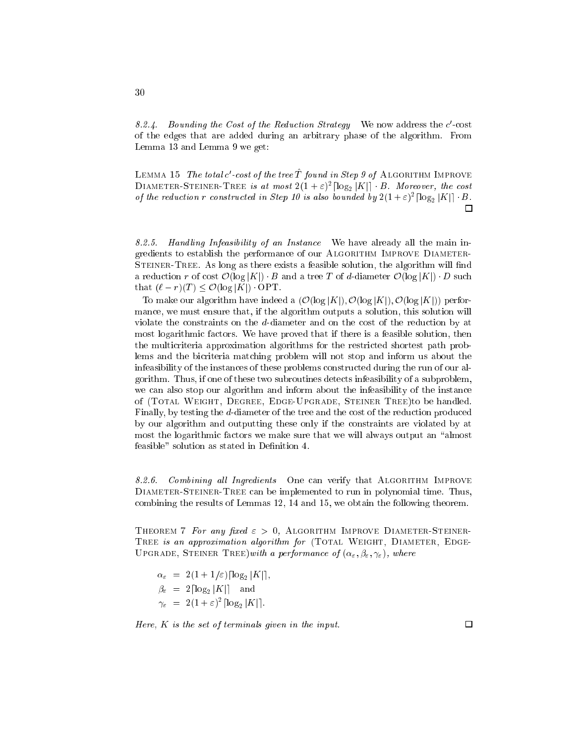*8.2.4. Bounding the Cost of the Reduction Strategy* We now address the $c'$-cost of the edges that are added during an arbitrary phase of the algorithm. From Lemma 13 and Lemma 9 we get:

LEMMA 15 *The total $c'$-cost of the tree $\hat{T}$ found in Step 9 of* ALGORITHM IMPROVE DIAMETER-STEINER-TREE *is at most $2(1+\varepsilon)^2 \lceil \log_2 |K| \rceil \cdot B$. Moreover, the cost of the reduction $r$ constructed in Step 10 is also bounded by $2(1+\varepsilon)^2 \lceil \log_2 |K| \rceil \cdot B$.* □

*8.2.5. Handling Infeasibility of an Instance* We have already all the main ingredients to establish the performance of our ALGORITHM IMPROVE DIAMETER-STEINER-TREE. As long as there exists a feasible solution, the algorithm will find a reduction $r$ of cost $\mathcal{O}(\log |K|) \cdot B$ and a tree $T$ of $d$-diameter $\mathcal{O}(\log |K|) \cdot D$ such that $(\ell - r)(T) \leq \mathcal{O}(\log |K|) \cdot \mathrm{OPT}$.

To make our algorithm have indeed a $(\mathcal{O}(\log |K|), \mathcal{O}(\log |K|), \mathcal{O}(\log |K|))$ performance, we must ensure that, if the algorithm outputs a solution, this solution will violate the constraints on the $d$-diameter and on the cost of the reduction by at most logarithmic factors. We have proved that if there is a feasible solution, then the multicriteria approximation algorithms for the restricted shortest path problems and the bicriteria matching problem will not stop and inform us about the infeasibility of the instances of these problems constructed during the run of our algorithm. Thus, if one of these two subroutines detects infeasibility of a subproblem, we can also stop our algorithm and inform about the infeasibility of the instance of (TOTAL WEIGHT, DEGREE, EDGE-UPGRADE, STEINER TREE)to be handled. Finally, by testing the $d$-diameter of the tree and the cost of the reduction produced by our algorithm and outputting these only if the constraints are violated by at most the logarithmic factors we make sure that we will always output an "almost feasible" solution as stated in Definition 4.

*8.2.6. Combining all Ingredients* One can verify that ALGORITHM IMPROVE DIAMETER-STEINER-TREE can be implemented to run in polynomial time. Thus, combining the results of Lemmas 12, 14 and 15, we obtain the following theorem.

THEOREM 7 *For any fixed $\varepsilon > 0$,* ALGORITHM IMPROVE DIAMETER-STEINER-TREE *is an approximation algorithm for* (TOTAL WEIGHT, DIAMETER, EDGE-UPGRADE, STEINER TREE)*with a performance of $(\alpha_\varepsilon, \beta_\varepsilon, \gamma_\varepsilon)$, where*

$$
\begin{aligned}
\alpha_\varepsilon &= 2(1+1/\varepsilon)\lceil \log_2 |K| \rceil, \\
\beta_\varepsilon &= 2\lceil \log_2 |K| \rceil \quad \text{and} \\
\gamma_\varepsilon &= 2(1+\varepsilon)^2 \lceil \log_2 |K| \rceil.
\end{aligned}
$$

*Here, $K$ is the set of terminals given in the input.* □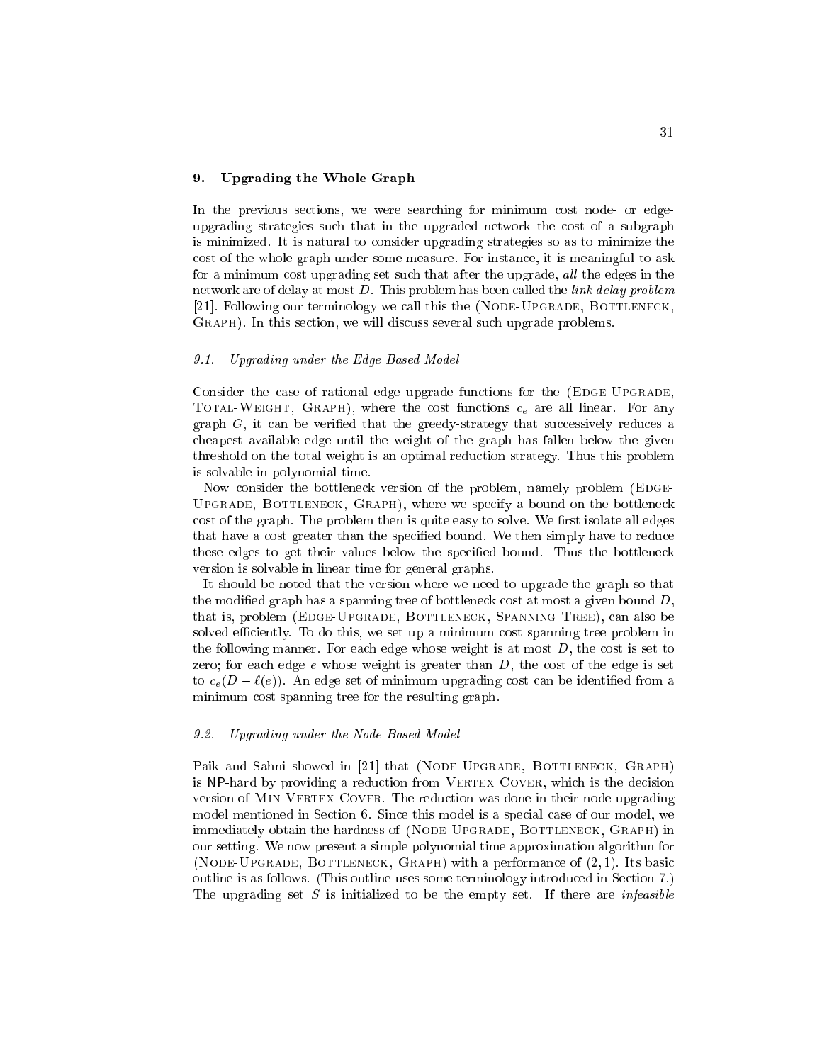## 9. Upgrading the Whole Graph

In the previous sections, we were searching for minimum cost node- or edge-upgrading strategies such that in the upgraded network the cost of a subgraph is minimized. It is natural to consider upgrading strategies so as to minimize the cost of the whole graph under some measure. For instance, it is meaningful to ask for a minimum cost upgrading set such that after the upgrade, *all* the edges in the network are of delay at most $D$. This problem has been called the *link delay problem* [21]. Following our terminology we call this the (Node-Upgrade, Bottleneck, Graph). In this section, we will discuss several such upgrade problems.

### 9.1. Upgrading under the Edge Based Model

Consider the case of rational edge upgrade functions for the (Edge-Upgrade, Total-Weight, Graph), where the cost functions $c_e$ are all linear. For any graph $G$, it can be verified that the greedy-strategy that successively reduces a cheapest available edge until the weight of the graph has fallen below the given threshold on the total weight is an optimal reduction strategy. Thus this problem is solvable in polynomial time.

Now consider the bottleneck version of the problem, namely problem (Edge-Upgrade, Bottleneck, Graph), where we specify a bound on the bottleneck cost of the graph. The problem then is quite easy to solve. We first isolate all edges that have a cost greater than the specified bound. We then simply have to reduce these edges to get their values below the specified bound. Thus the bottleneck version is solvable in linear time for general graphs.

It should be noted that the version where we need to upgrade the graph so that the modified graph has a spanning tree of bottleneck cost at most a given bound $D$, that is, problem (Edge-Upgrade, Bottleneck, Spanning Tree), can also be solved efficiently. To do this, we set up a minimum cost spanning tree problem in the following manner. For each edge whose weight is at most $D$, the cost is set to zero; for each edge $e$ whose weight is greater than $D$, the cost of the edge is set to $c_e(D - \ell(e))$. An edge set of minimum upgrading cost can be identified from a minimum cost spanning tree for the resulting graph.

### 9.2. Upgrading under the Node Based Model

Paik and Sahni showed in [21] that (Node-Upgrade, Bottleneck, Graph) is NP-hard by providing a reduction from Vertex Cover, which is the decision version of Min Vertex Cover. The reduction was done in their node upgrading model mentioned in Section 6. Since this model is a special case of our model, we immediately obtain the hardness of (Node-Upgrade, Bottleneck, Graph) in our setting. We now present a simple polynomial time approximation algorithm for (Node-Upgrade, Bottleneck, Graph) with a performance of $(2, 1)$. Its basic outline is as follows. (This outline uses some terminology introduced in Section 7.) The upgrading set $S$ is initialized to be the empty set. If there are *infeasible*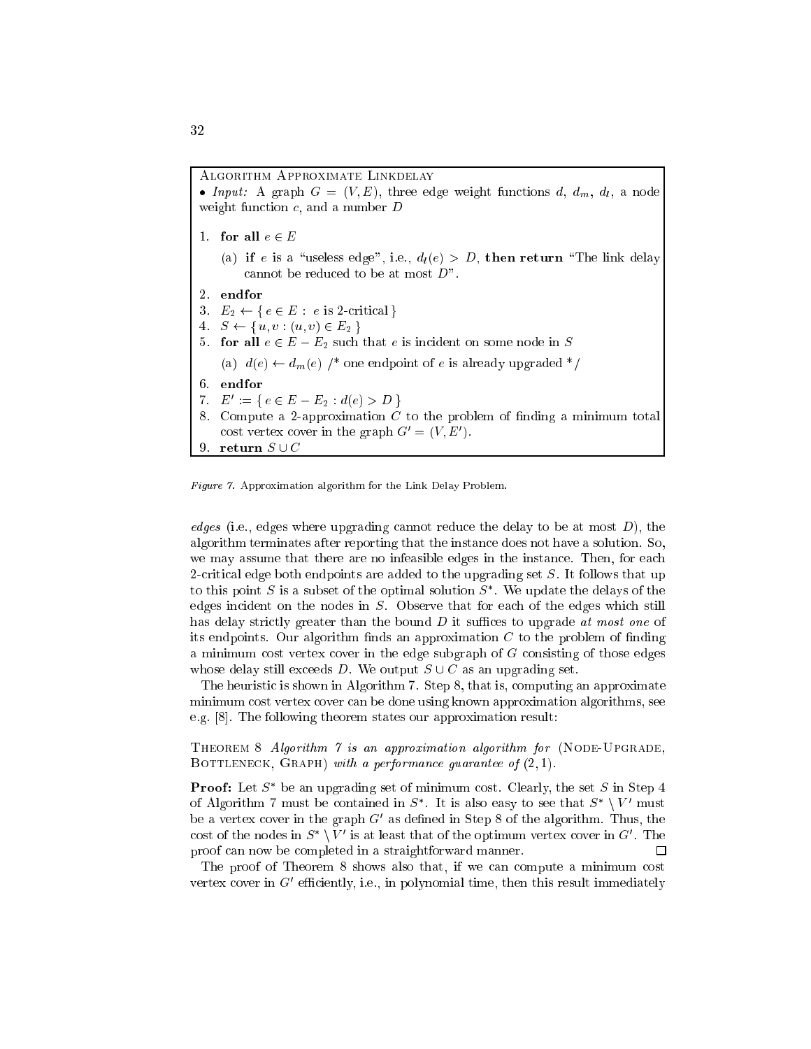---

Algorithm Approximate Linkdelay

• *Input:* A graph $G = (V, E)$, three edge weight functions $d$, $d_m$, $d_l$, a node weight function $c$, and a number $D$

1. **for all** $e \in E$
   (a) **if** $e$ is a "useless edge", i.e., $d_l(e) > D$, **then return** "The link delay cannot be reduced to be at most $D$".
2. **endfor**
3. $E_2 \leftarrow \{ e \in E : e \text{ is 2-critical} \}$
4. $S \leftarrow \{ u, v : (u, v) \in E_2 \}$
5. **for all** $e \in E - E_2$ such that $e$ is incident on some node in $S$
   (a) $d(e) \leftarrow d_m(e)$ /* one endpoint of $e$ is already upgraded */
6. **endfor**
7. $E' := \{ e \in E - E_2 : d(e) > D \}$
8. Compute a 2-approximation $C$ to the problem of finding a minimum total cost vertex cover in the graph $G' = (V, E')$.
9. **return** $S \cup C$

---

*Figure 7.* Approximation algorithm for the Link Delay Problem.

*edges* (i.e., edges where upgrading cannot reduce the delay to be at most $D$), the algorithm terminates after reporting that the instance does not have a solution. So, we may assume that there are no infeasible edges in the instance. Then, for each 2-critical edge both endpoints are added to the upgrading set $S$. It follows that up to this point $S$ is a subset of the optimal solution $S^*$. We update the delays of the edges incident on the nodes in $S$. Observe that for each of the edges which still has delay strictly greater than the bound $D$ it suffices to upgrade *at most one* of its endpoints. Our algorithm finds an approximation $C$ to the problem of finding a minimum cost vertex cover in the edge subgraph of $G$ consisting of those edges whose delay still exceeds $D$. We output $S \cup C$ as an upgrading set.

The heuristic is shown in Algorithm 7. Step 8, that is, computing an approximate minimum cost vertex cover can be done using known approximation algorithms, see e.g. [8]. The following theorem states our approximation result:

Theorem 8 *Algorithm 7 is an approximation algorithm for* (Node-Upgrade, Bottleneck, Graph) *with a performance guarantee of* $(2, 1)$.

**Proof:** Let $S^*$ be an upgrading set of minimum cost. Clearly, the set $S$ in Step 4 of Algorithm 7 must be contained in $S^*$. It is also easy to see that $S^* \setminus V'$ must be a vertex cover in the graph $G'$ as defined in Step 8 of the algorithm. Thus, the cost of the nodes in $S^* \setminus V'$ is at least that of the optimum vertex cover in $G'$. The proof can now be completed in a straightforward manner. □

The proof of Theorem 8 shows also that, if we can compute a minimum cost vertex cover in $G'$ efficiently, i.e., in polynomial time, then this result immediately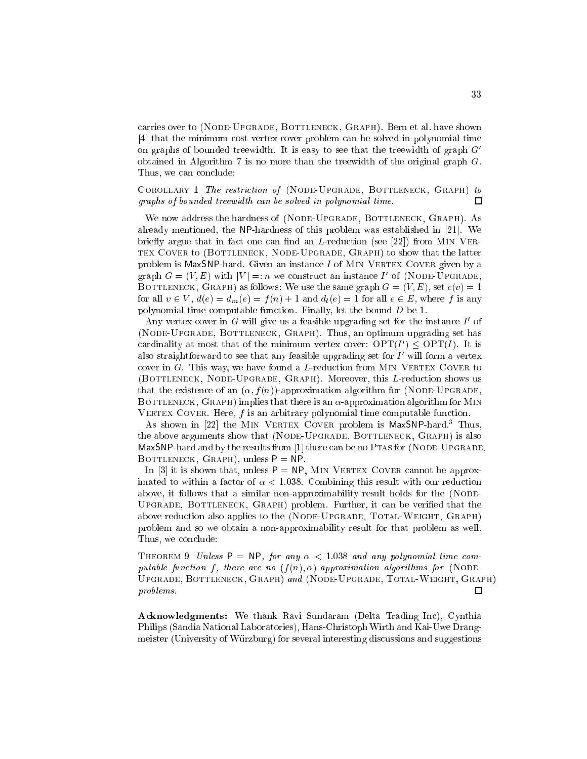carries over to (Node-Upgrade, Bottleneck, Graph). Bern et al. have shown [4] that the minimum cost vertex cover problem can be solved in polynomial time on graphs of bounded treewidth. It is easy to see that the treewidth of graph $G'$ obtained in Algorithm 7 is no more than the treewidth of the original graph $G$. Thus, we can conclude:

Corollary 1 *The restriction of* (Node-Upgrade, Bottleneck, Graph) *to graphs of bounded treewidth can be solved in polynomial time.* □

We now address the hardness of (Node-Upgrade, Bottleneck, Graph). As already mentioned, the NP-hardness of this problem was established in [21]. We briefly argue that in fact one can find an $L$-reduction (see [22]) from Min Vertex Cover to (Bottleneck, Node-Upgrade, Graph) to show that the latter problem is MaxSNP-hard. Given an instance $I$ of Min Vertex Cover given by a graph $G = (V, E)$ with $|V| =: n$ we construct an instance $I'$ of (Node-Upgrade, Bottleneck, Graph) as follows: We use the same graph $G = (V, E)$, set $c(v) = 1$ for all $v \in V$, $d(e) = d_m(e) = f(n) + 1$ and $d_l(e) = 1$ for all $e \in E$, where $f$ is any polynomial time computable function. Finally, let the bound $D$ be 1.

Any vertex cover in $G$ will give us a feasible upgrading set for the instance $I'$ of (Node-Upgrade, Bottleneck, Graph). Thus, an optimum upgrading set has cardinality at most that of the minimum vertex cover: $\mathrm{OPT}(I') \leq \mathrm{OPT}(I)$. It is also straightforward to see that any feasible upgrading set for $I'$ will form a vertex cover in $G$. This way, we have found a $L$-reduction from Min Vertex Cover to (Bottleneck, Node-Upgrade, Graph). Moreover, this $L$-reduction shows us that the existence of an $(\alpha, f(n))$-approximation algorithm for (Node-Upgrade, Bottleneck, Graph) implies that there is an $\alpha$-approximation algorithm for Min Vertex Cover. Here, $f$ is an arbitrary polynomial time computable function.

As shown in [22] the Min Vertex Cover problem is MaxSNP-hard.[3] Thus, the above arguments show that (Node-Upgrade, Bottleneck, Graph) is also MaxSNP-hard and by the results from [1] there can be no Ptas for (Node-Upgrade, Bottleneck, Graph), unless P = NP.

In [3] it is shown that, unless P = NP, Min Vertex Cover cannot be approximated to within a factor of $\alpha < 1.038$. Combining this result with our reduction above, it follows that a similar non-approximability result holds for the (Node-Upgrade, Bottleneck, Graph) problem. Further, it can be verified that the above reduction also applies to the (Node-Upgrade, Total-Weight, Graph) problem and so we obtain a non-approximability result for that problem as well. Thus, we conclude:

Theorem 9 *Unless* P = NP*, for any* $\alpha < 1.038$ *and any polynomial time computable function* $f$*, there are no* $(f(n), \alpha)$*-approximation algorithms for* (Node-Upgrade, Bottleneck, Graph) *and* (Node-Upgrade, Total-Weight, Graph) *problems.* □

**Acknowledgments:** We thank Ravi Sundaram (Delta Trading Inc), Cynthia Philips (Sandia National Laboratories), Hans-Christoph Wirth and Kai-Uwe Drangmeister (University of Würzburg) for several interesting discussions and suggestions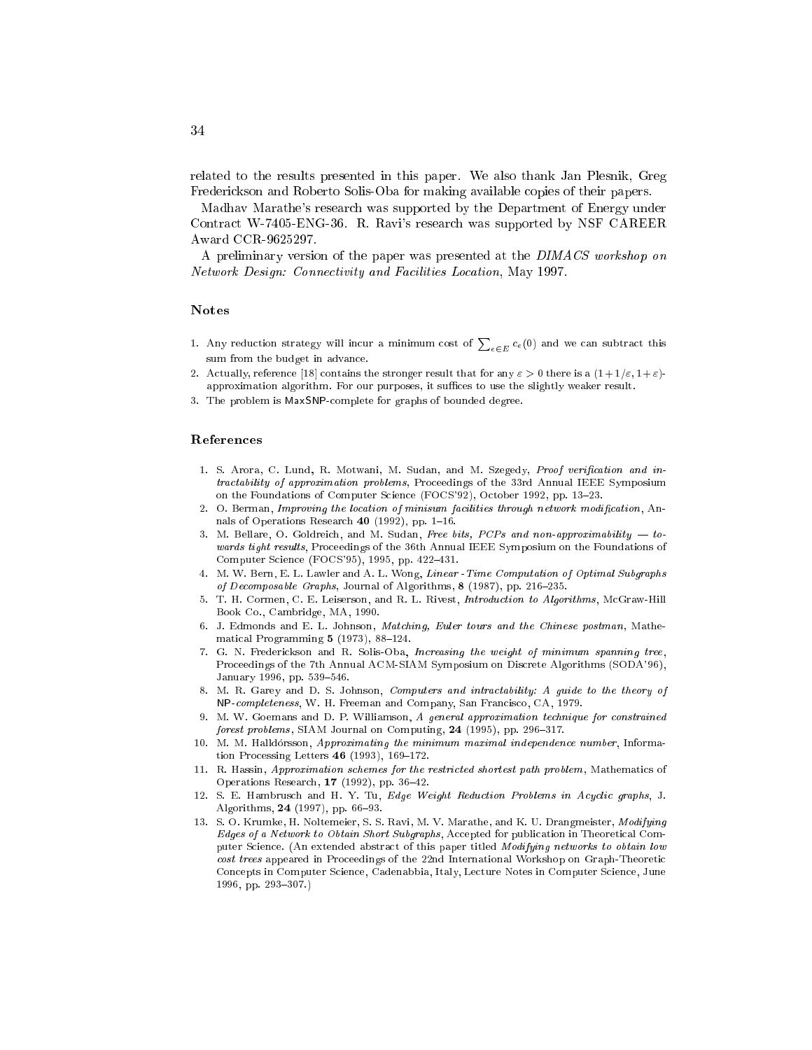related to the results presented in this paper. We also thank Jan Plesnik, Greg Frederickson and Roberto Solis-Oba for making available copies of their papers.

Madhav Marathe's research was supported by the Department of Energy under Contract W-7405-ENG-36. R. Ravi's research was supported by NSF CAREER Award CCR-9625297.

A preliminary version of the paper was presented at the *DIMACS workshop on Network Design: Connectivity and Facilities Location*, May 1997.

## Notes

1. Any reduction strategy will incur a minimum cost of $\sum_{e \in E} c_e(0)$ and we can subtract this sum from the budget in advance.
2. Actually, reference [18] contains the stronger result that for any $\varepsilon > 0$ there is a $(1+1/\varepsilon, 1+\varepsilon)$-approximation algorithm. For our purposes, it suffices to use the slightly weaker result.
3. The problem is MaxSNP-complete for graphs of bounded degree.

## References

1. S. Arora, C. Lund, R. Motwani, M. Sudan, and M. Szegedy, *Proof verification and intractability of approximation problems*, Proceedings of the 33rd Annual IEEE Symposium on the Foundations of Computer Science (FOCS'92), October 1992, pp. 13–23.
2. O. Berman, *Improving the location of minisum facilities through network modification*, Annals of Operations Research **40** (1992), pp. 1–16.
3. M. Bellare, O. Goldreich, and M. Sudan, *Free bits, PCPs and non-approximability — towards tight results*, Proceedings of the 36th Annual IEEE Symposium on the Foundations of Computer Science (FOCS'95), 1995, pp. 422–431.
4. M. W. Bern, E. L. Lawler and A. L. Wong, *Linear - Time Computation of Optimal Subgraphs of Decomposable Graphs*, Journal of Algorithms, **8** (1987), pp. 216–235.
5. T. H. Cormen, C. E. Leiserson, and R. L. Rivest, *Introduction to Algorithms*, McGraw-Hill Book Co., Cambridge, MA, 1990.
6. J. Edmonds and E. L. Johnson, *Matching, Euler tours and the Chinese postman*, Mathematical Programming **5** (1973), 88–124.
7. G. N. Frederickson and R. Solis-Oba, *Increasing the weight of minimum spanning tree*, Proceedings of the 7th Annual ACM-SIAM Symposium on Discrete Algorithms (SODA'96), January 1996, pp. 539–546.
8. M. R. Garey and D. S. Johnson, *Computers and intractability: A guide to the theory of NP-completeness*, W. H. Freeman and Company, San Francisco, CA, 1979.
9. M. W. Goemans and D. P. Williamson, *A general approximation technique for constrained forest problems*, SIAM Journal on Computing, **24** (1995), pp. 296–317.
10. M. M. Halldórsson, *Approximating the minimum maximal independence number*, Information Processing Letters **46** (1993), 169–172.
11. R. Hassin, *Approximation schemes for the restricted shortest path problem*, Mathematics of Operations Research, **17** (1992), pp. 36–42.
12. S. E. Hambrusch and H. Y. Tu, *Edge Weight Reduction Problems in Acyclic graphs*, J. Algorithms, **24** (1997), pp. 66–93.
13. S. O. Krumke, H. Noltemeier, S. S. Ravi, M. V. Marathe, and K. U. Drangmeister, *Modifying Edges of a Network to Obtain Short Subgraphs*, Accepted for publication in Theoretical Computer Science. (An extended abstract of this paper titled *Modifying networks to obtain low cost trees* appeared in Proceedings of the 22nd International Workshop on Graph-Theoretic Concepts in Computer Science, Cadenabbia, Italy, Lecture Notes in Computer Science, June 1996, pp. 293–307.)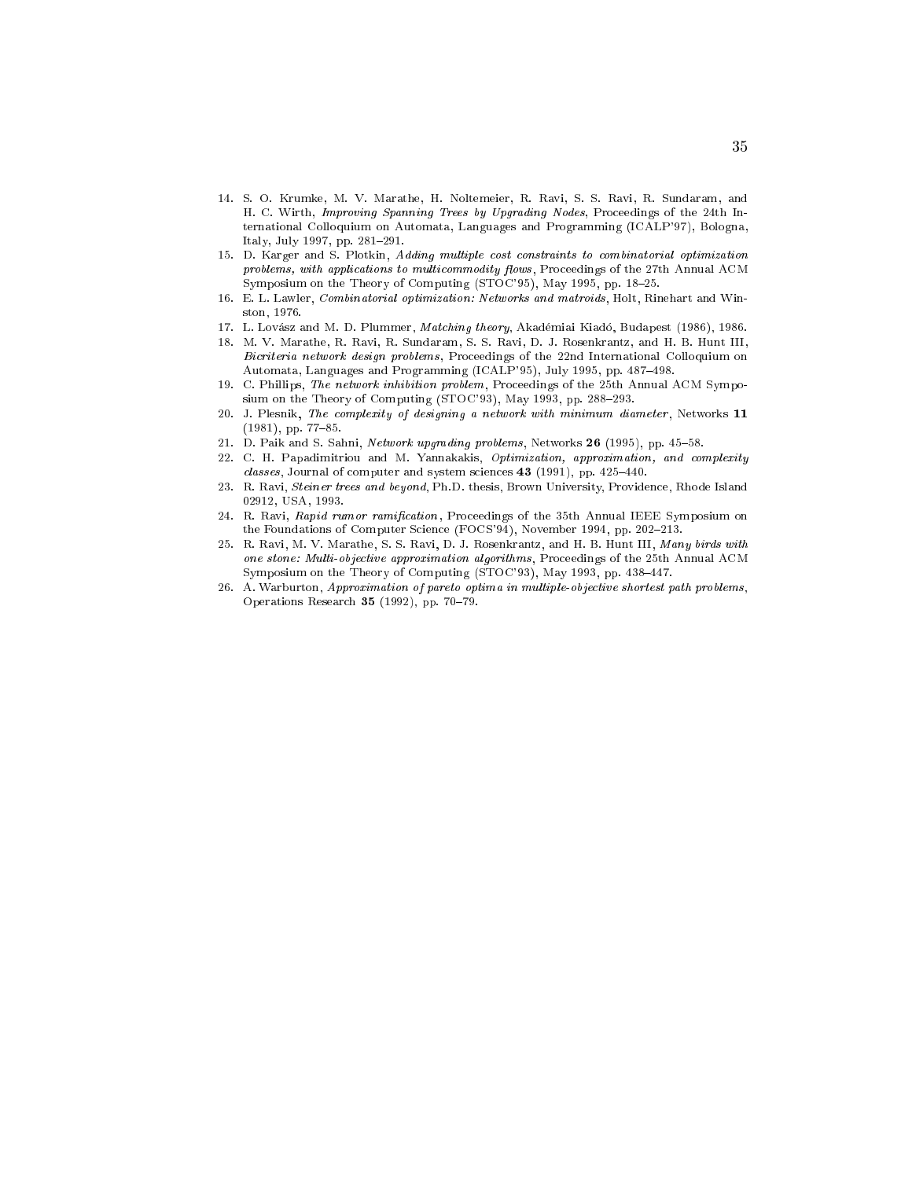14. S. O. Krumke, M. V. Marathe, H. Noltemeier, R. Ravi, S. S. Ravi, R. Sundaram, and H. C. Wirth, *Improving Spanning Trees by Upgrading Nodes*, Proceedings of the 24th International Colloquium on Automata, Languages and Programming (ICALP'97), Bologna, Italy, July 1997, pp. 281–291.
15. D. Karger and S. Plotkin, *Adding multiple cost constraints to combinatorial optimization problems, with applications to multicommodity flows*, Proceedings of the 27th Annual ACM Symposium on the Theory of Computing (STOC'95), May 1995, pp. 18–25.
16. E. L. Lawler, *Combinatorial optimization: Networks and matroids*, Holt, Rinehart and Winston, 1976.
17. L. Lovász and M. D. Plummer, *Matching theory*, Akadémiai Kiadó, Budapest (1986), 1986.
18. M. V. Marathe, R. Ravi, R. Sundaram, S. S. Ravi, D. J. Rosenkrantz, and H. B. Hunt III, *Bicriteria network design problems*, Proceedings of the 22nd International Colloquium on Automata, Languages and Programming (ICALP'95), July 1995, pp. 487–498.
19. C. Phillips, *The network inhibition problem*, Proceedings of the 25th Annual ACM Symposium on the Theory of Computing (STOC'93), May 1993, pp. 288–293.
20. J. Plesnik, *The complexity of designing a network with minimum diameter*, Networks **11** (1981), pp. 77–85.
21. D. Paik and S. Sahni, *Network upgrading problems*, Networks **26** (1995), pp. 45–58.
22. C. H. Papadimitriou and M. Yannakakis, *Optimization, approximation, and complexity classes*, Journal of computer and system sciences **43** (1991), pp. 425–440.
23. R. Ravi, *Steiner trees and beyond*, Ph.D. thesis, Brown University, Providence, Rhode Island 02912, USA, 1993.
24. R. Ravi, *Rapid rumor ramification*, Proceedings of the 35th Annual IEEE Symposium on the Foundations of Computer Science (FOCS'94), November 1994, pp. 202–213.
25. R. Ravi, M. V. Marathe, S. S. Ravi, D. J. Rosenkrantz, and H. B. Hunt III, *Many birds with one stone: Multi-objective approximation algorithms*, Proceedings of the 25th Annual ACM Symposium on the Theory of Computing (STOC'93), May 1993, pp. 438–447.
26. A. Warburton, *Approximation of pareto optima in multiple-objective shortest path problems*, Operations Research **35** (1992), pp. 70–79.